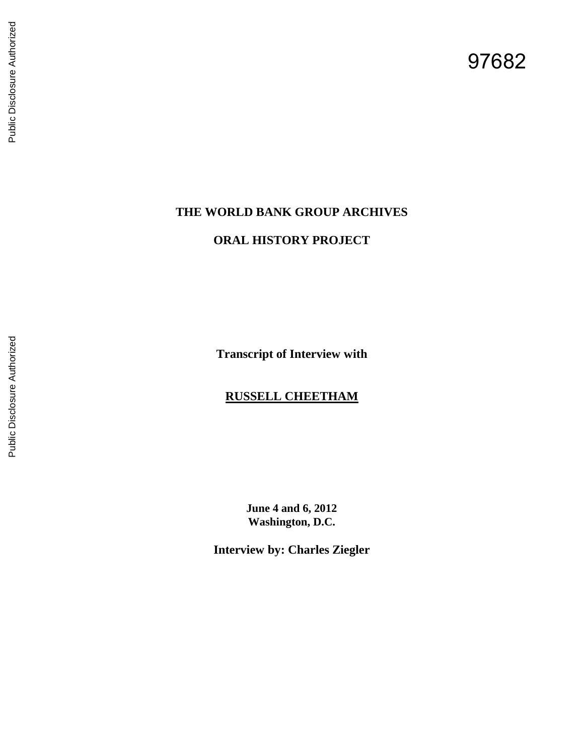97682

# THE WORLD BANK GROUP ARCHIVES

## ORAL HISTORY PROJECT

**Transcript of Interview with**

**RUSSELL CHEETHAM**

**June 4 and 6, 2012**
**Washington, D.C.**

**Interview by: Charles Ziegler**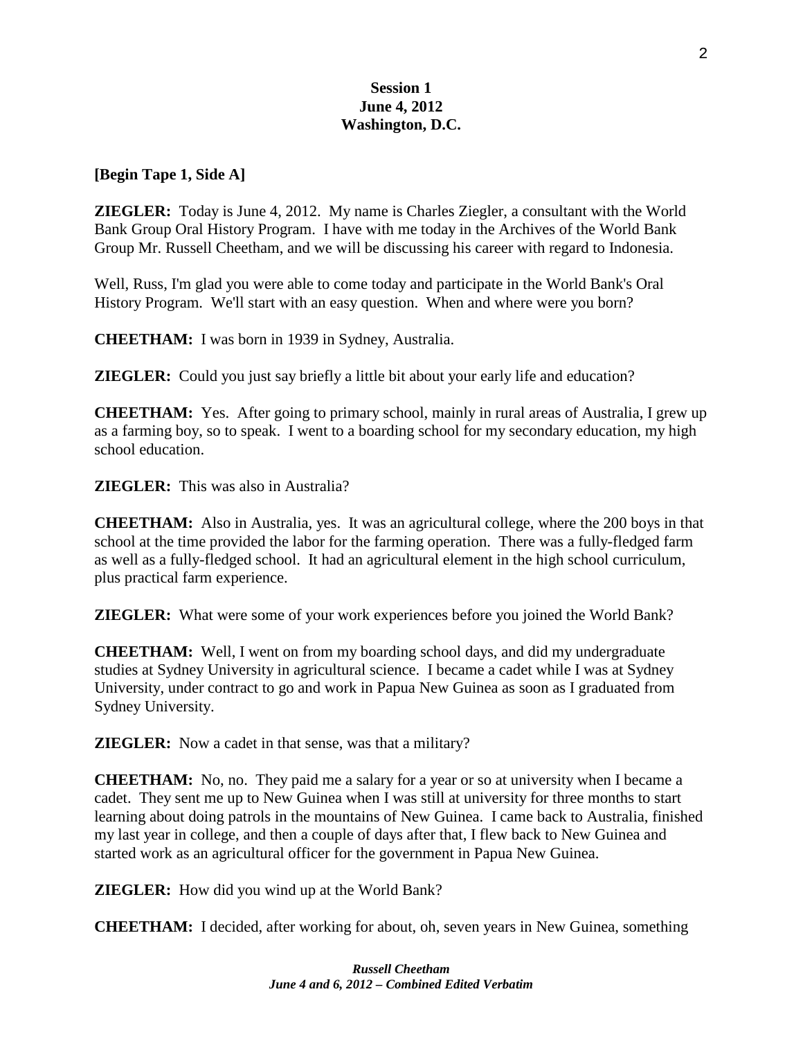**Session 1**
**June 4, 2012**
**Washington, D.C.**

**[Begin Tape 1, Side A]**

**ZIEGLER:** Today is June 4, 2012. My name is Charles Ziegler, a consultant with the World Bank Group Oral History Program. I have with me today in the Archives of the World Bank Group Mr. Russell Cheetham, and we will be discussing his career with regard to Indonesia.

Well, Russ, I'm glad you were able to come today and participate in the World Bank's Oral History Program. We'll start with an easy question. When and where were you born?

**CHEETHAM:** I was born in 1939 in Sydney, Australia.

**ZIEGLER:** Could you just say briefly a little bit about your early life and education?

**CHEETHAM:** Yes. After going to primary school, mainly in rural areas of Australia, I grew up as a farming boy, so to speak. I went to a boarding school for my secondary education, my high school education.

**ZIEGLER:** This was also in Australia?

**CHEETHAM:** Also in Australia, yes. It was an agricultural college, where the 200 boys in that school at the time provided the labor for the farming operation. There was a fully-fledged farm as well as a fully-fledged school. It had an agricultural element in the high school curriculum, plus practical farm experience.

**ZIEGLER:** What were some of your work experiences before you joined the World Bank?

**CHEETHAM:** Well, I went on from my boarding school days, and did my undergraduate studies at Sydney University in agricultural science. I became a cadet while I was at Sydney University, under contract to go and work in Papua New Guinea as soon as I graduated from Sydney University.

**ZIEGLER:** Now a cadet in that sense, was that a military?

**CHEETHAM:** No, no. They paid me a salary for a year or so at university when I became a cadet. They sent me up to New Guinea when I was still at university for three months to start learning about doing patrols in the mountains of New Guinea. I came back to Australia, finished my last year in college, and then a couple of days after that, I flew back to New Guinea and started work as an agricultural officer for the government in Papua New Guinea.

**ZIEGLER:** How did you wind up at the World Bank?

**CHEETHAM:** I decided, after working for about, oh, seven years in New Guinea, something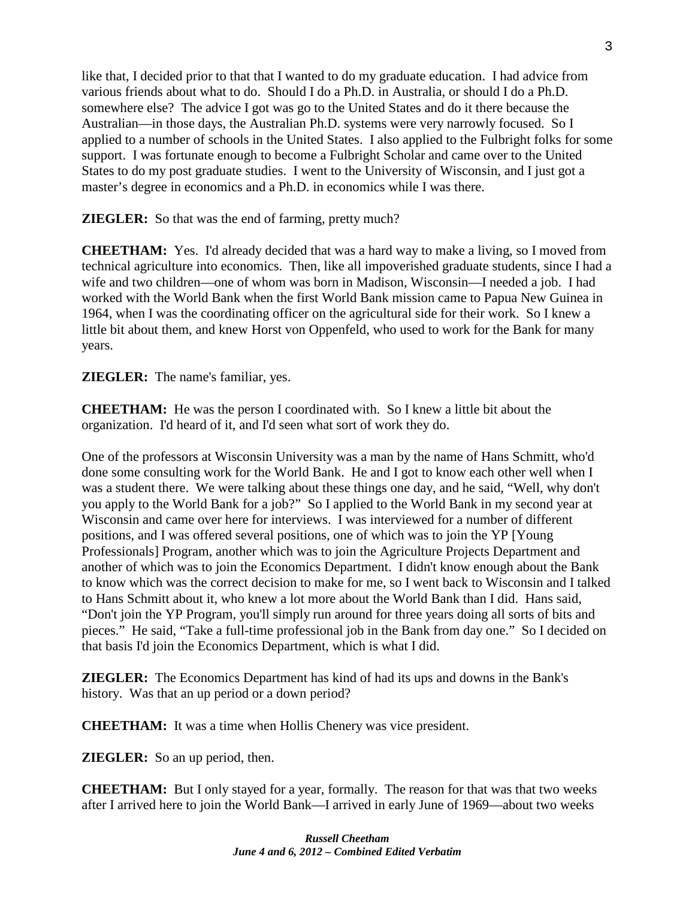like that, I decided prior to that that I wanted to do my graduate education. I had advice from various friends about what to do. Should I do a Ph.D. in Australia, or should I do a Ph.D. somewhere else? The advice I got was go to the United States and do it there because the Australian—in those days, the Australian Ph.D. systems were very narrowly focused. So I applied to a number of schools in the United States. I also applied to the Fulbright folks for some support. I was fortunate enough to become a Fulbright Scholar and came over to the United States to do my post graduate studies. I went to the University of Wisconsin, and I just got a master's degree in economics and a Ph.D. in economics while I was there.

**ZIEGLER:** So that was the end of farming, pretty much?

**CHEETHAM:** Yes. I'd already decided that was a hard way to make a living, so I moved from technical agriculture into economics. Then, like all impoverished graduate students, since I had a wife and two children—one of whom was born in Madison, Wisconsin—I needed a job. I had worked with the World Bank when the first World Bank mission came to Papua New Guinea in 1964, when I was the coordinating officer on the agricultural side for their work. So I knew a little bit about them, and knew Horst von Oppenfeld, who used to work for the Bank for many years.

**ZIEGLER:** The name's familiar, yes.

**CHEETHAM:** He was the person I coordinated with. So I knew a little bit about the organization. I'd heard of it, and I'd seen what sort of work they do.

One of the professors at Wisconsin University was a man by the name of Hans Schmitt, who'd done some consulting work for the World Bank. He and I got to know each other well when I was a student there. We were talking about these things one day, and he said, "Well, why don't you apply to the World Bank for a job?" So I applied to the World Bank in my second year at Wisconsin and came over here for interviews. I was interviewed for a number of different positions, and I was offered several positions, one of which was to join the YP [Young Professionals] Program, another which was to join the Agriculture Projects Department and another of which was to join the Economics Department. I didn't know enough about the Bank to know which was the correct decision to make for me, so I went back to Wisconsin and I talked to Hans Schmitt about it, who knew a lot more about the World Bank than I did. Hans said, "Don't join the YP Program, you'll simply run around for three years doing all sorts of bits and pieces." He said, "Take a full-time professional job in the Bank from day one." So I decided on that basis I'd join the Economics Department, which is what I did.

**ZIEGLER:** The Economics Department has kind of had its ups and downs in the Bank's history. Was that an up period or a down period?

**CHEETHAM:** It was a time when Hollis Chenery was vice president.

**ZIEGLER:** So an up period, then.

**CHEETHAM:** But I only stayed for a year, formally. The reason for that was that two weeks after I arrived here to join the World Bank—I arrived in early June of 1969—about two weeks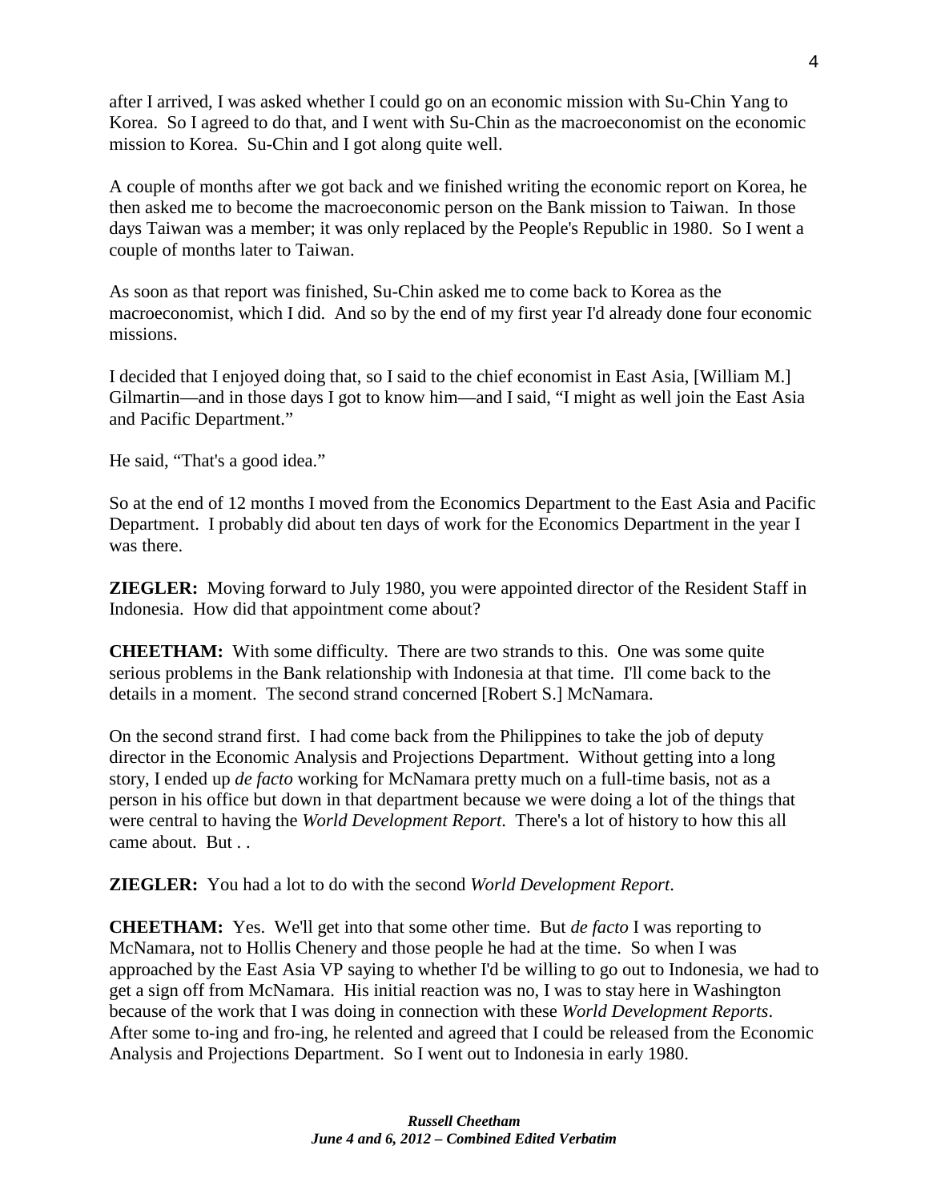after I arrived, I was asked whether I could go on an economic mission with Su-Chin Yang to Korea. So I agreed to do that, and I went with Su-Chin as the macroeconomist on the economic mission to Korea. Su-Chin and I got along quite well.

A couple of months after we got back and we finished writing the economic report on Korea, he then asked me to become the macroeconomic person on the Bank mission to Taiwan. In those days Taiwan was a member; it was only replaced by the People's Republic in 1980. So I went a couple of months later to Taiwan.

As soon as that report was finished, Su-Chin asked me to come back to Korea as the macroeconomist, which I did. And so by the end of my first year I'd already done four economic missions.

I decided that I enjoyed doing that, so I said to the chief economist in East Asia, [William M.] Gilmartin—and in those days I got to know him—and I said, "I might as well join the East Asia and Pacific Department."

He said, "That's a good idea."

So at the end of 12 months I moved from the Economics Department to the East Asia and Pacific Department. I probably did about ten days of work for the Economics Department in the year I was there.

**ZIEGLER:** Moving forward to July 1980, you were appointed director of the Resident Staff in Indonesia. How did that appointment come about?

**CHEETHAM:** With some difficulty. There are two strands to this. One was some quite serious problems in the Bank relationship with Indonesia at that time. I'll come back to the details in a moment. The second strand concerned [Robert S.] McNamara.

On the second strand first. I had come back from the Philippines to take the job of deputy director in the Economic Analysis and Projections Department. Without getting into a long story, I ended up *de facto* working for McNamara pretty much on a full-time basis, not as a person in his office but down in that department because we were doing a lot of the things that were central to having the *World Development Report*. There's a lot of history to how this all came about. But . .

**ZIEGLER:** You had a lot to do with the second *World Development Report*.

**CHEETHAM:** Yes. We'll get into that some other time. But *de facto* I was reporting to McNamara, not to Hollis Chenery and those people he had at the time. So when I was approached by the East Asia VP saying to whether I'd be willing to go out to Indonesia, we had to get a sign off from McNamara. His initial reaction was no, I was to stay here in Washington because of the work that I was doing in connection with these *World Development Reports*. After some to-ing and fro-ing, he relented and agreed that I could be released from the Economic Analysis and Projections Department. So I went out to Indonesia in early 1980.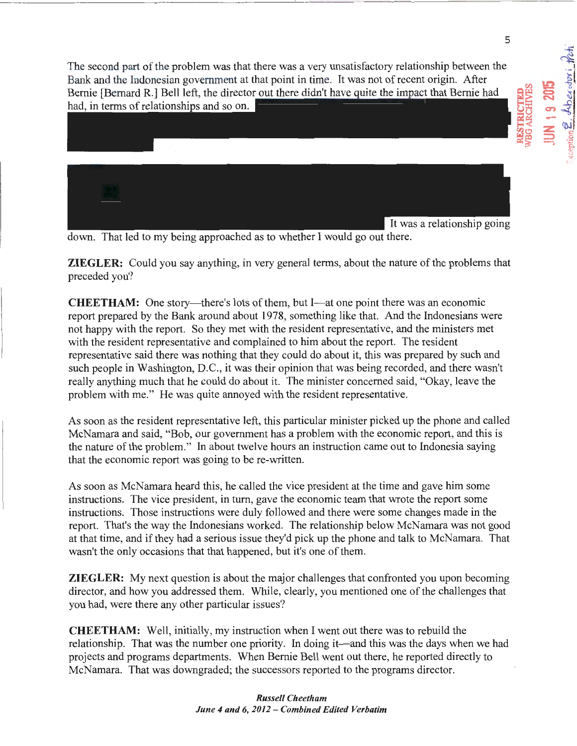The second part of the problem was that there was a very unsatisfactory relationship between the Bank and the Indonesian government at that point in time. It was not of recent origin. After Bernie [Bernard R.] Bell left, the director out there didn't have quite the impact that Bernie had had, in terms of relationships and so on.

It was a relationship going down. That led to my being approached as to whether I would go out there.

**ZIEGLER:** Could you say anything, in very general terms, about the nature of the problems that preceded you?

**CHEETHAM:** One story—there's lots of them, but I—at one point there was an economic report prepared by the Bank around about 1978, something like that. And the Indonesians were not happy with the report. So they met with the resident representative, and the ministers met with the resident representative and complained to him about the report. The resident representative said there was nothing that they could do about it, this was prepared by such and such people in Washington, D.C., it was their opinion that was being recorded, and there wasn't really anything much that he could do about it. The minister concerned said, "Okay, leave the problem with me." He was quite annoyed with the resident representative.

As soon as the resident representative left, this particular minister picked up the phone and called McNamara and said, "Bob, our government has a problem with the economic report, and this is the nature of the problem." In about twelve hours an instruction came out to Indonesia saying that the economic report was going to be re-written.

As soon as McNamara heard this, he called the vice president at the time and gave him some instructions. The vice president, in turn, gave the economic team that wrote the report some instructions. Those instructions were duly followed and there were some changes made in the report. That's the way the Indonesians worked. The relationship below McNamara was not good at that time, and if they had a serious issue they'd pick up the phone and talk to McNamara. That wasn't the only occasions that that happened, but it's one of them.

**ZIEGLER:** My next question is about the major challenges that confronted you upon becoming director, and how you addressed them. While, clearly, you mentioned one of the challenges that you had, were there any other particular issues?

**CHEETHAM:** Well, initially, my instruction when I went out there was to rebuild the relationship. That was the number one priority. In doing it—and this was the days when we had projects and programs departments. When Bernie Bell went out there, he reported directly to McNamara. That was downgraded; the successors reported to the programs director.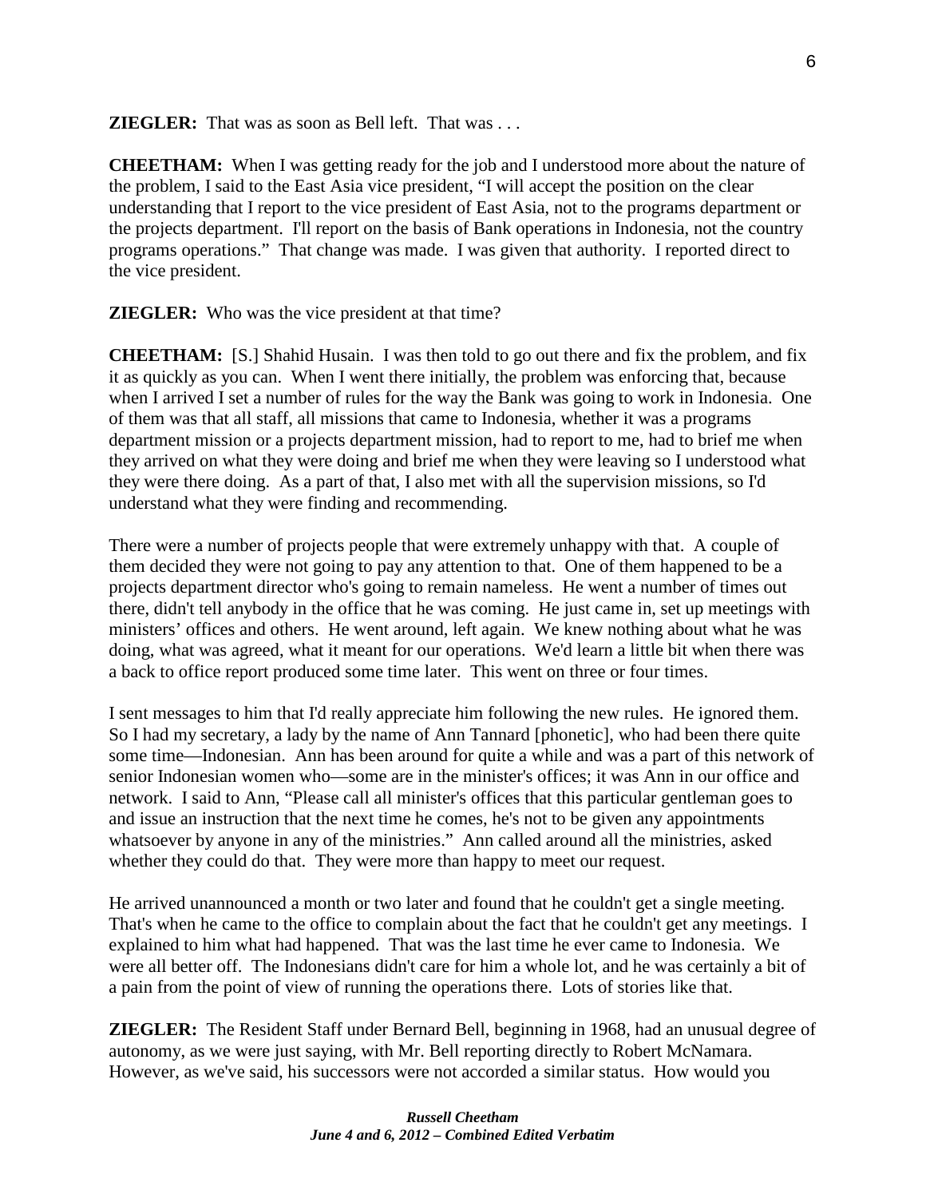**ZIEGLER:** That was as soon as Bell left. That was . . .

**CHEETHAM:** When I was getting ready for the job and I understood more about the nature of the problem, I said to the East Asia vice president, "I will accept the position on the clear understanding that I report to the vice president of East Asia, not to the programs department or the projects department. I'll report on the basis of Bank operations in Indonesia, not the country programs operations." That change was made. I was given that authority. I reported direct to the vice president.

**ZIEGLER:** Who was the vice president at that time?

**CHEETHAM:** [S.] Shahid Husain. I was then told to go out there and fix the problem, and fix it as quickly as you can. When I went there initially, the problem was enforcing that, because when I arrived I set a number of rules for the way the Bank was going to work in Indonesia. One of them was that all staff, all missions that came to Indonesia, whether it was a programs department mission or a projects department mission, had to report to me, had to brief me when they arrived on what they were doing and brief me when they were leaving so I understood what they were there doing. As a part of that, I also met with all the supervision missions, so I'd understand what they were finding and recommending.

There were a number of projects people that were extremely unhappy with that. A couple of them decided they were not going to pay any attention to that. One of them happened to be a projects department director who's going to remain nameless. He went a number of times out there, didn't tell anybody in the office that he was coming. He just came in, set up meetings with ministers' offices and others. He went around, left again. We knew nothing about what he was doing, what was agreed, what it meant for our operations. We'd learn a little bit when there was a back to office report produced some time later. This went on three or four times.

I sent messages to him that I'd really appreciate him following the new rules. He ignored them. So I had my secretary, a lady by the name of Ann Tannard [phonetic], who had been there quite some time—Indonesian. Ann has been around for quite a while and was a part of this network of senior Indonesian women who—some are in the minister's offices; it was Ann in our office and network. I said to Ann, "Please call all minister's offices that this particular gentleman goes to and issue an instruction that the next time he comes, he's not to be given any appointments whatsoever by anyone in any of the ministries." Ann called around all the ministries, asked whether they could do that. They were more than happy to meet our request.

He arrived unannounced a month or two later and found that he couldn't get a single meeting. That's when he came to the office to complain about the fact that he couldn't get any meetings. I explained to him what had happened. That was the last time he ever came to Indonesia. We were all better off. The Indonesians didn't care for him a whole lot, and he was certainly a bit of a pain from the point of view of running the operations there. Lots of stories like that.

**ZIEGLER:** The Resident Staff under Bernard Bell, beginning in 1968, had an unusual degree of autonomy, as we were just saying, with Mr. Bell reporting directly to Robert McNamara. However, as we've said, his successors were not accorded a similar status. How would you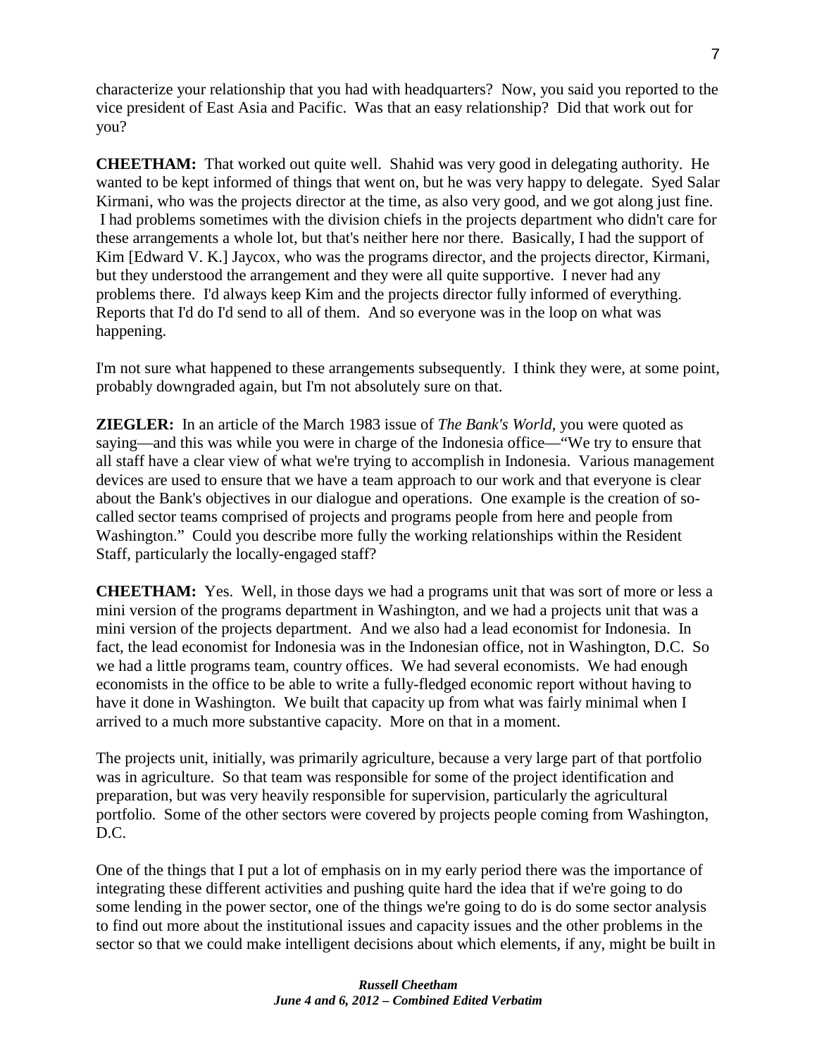characterize your relationship that you had with headquarters? Now, you said you reported to the vice president of East Asia and Pacific. Was that an easy relationship? Did that work out for you?

**CHEETHAM:** That worked out quite well. Shahid was very good in delegating authority. He wanted to be kept informed of things that went on, but he was very happy to delegate. Syed Salar Kirmani, who was the projects director at the time, as also very good, and we got along just fine. I had problems sometimes with the division chiefs in the projects department who didn't care for these arrangements a whole lot, but that's neither here nor there. Basically, I had the support of Kim [Edward V. K.] Jaycox, who was the programs director, and the projects director, Kirmani, but they understood the arrangement and they were all quite supportive. I never had any problems there. I'd always keep Kim and the projects director fully informed of everything. Reports that I'd do I'd send to all of them. And so everyone was in the loop on what was happening.

I'm not sure what happened to these arrangements subsequently. I think they were, at some point, probably downgraded again, but I'm not absolutely sure on that.

**ZIEGLER:** In an article of the March 1983 issue of *The Bank's World*, you were quoted as saying—and this was while you were in charge of the Indonesia office—"We try to ensure that all staff have a clear view of what we're trying to accomplish in Indonesia. Various management devices are used to ensure that we have a team approach to our work and that everyone is clear about the Bank's objectives in our dialogue and operations. One example is the creation of so-called sector teams comprised of projects and programs people from here and people from Washington." Could you describe more fully the working relationships within the Resident Staff, particularly the locally-engaged staff?

**CHEETHAM:** Yes. Well, in those days we had a programs unit that was sort of more or less a mini version of the programs department in Washington, and we had a projects unit that was a mini version of the projects department. And we also had a lead economist for Indonesia. In fact, the lead economist for Indonesia was in the Indonesian office, not in Washington, D.C. So we had a little programs team, country offices. We had several economists. We had enough economists in the office to be able to write a fully-fledged economic report without having to have it done in Washington. We built that capacity up from what was fairly minimal when I arrived to a much more substantive capacity. More on that in a moment.

The projects unit, initially, was primarily agriculture, because a very large part of that portfolio was in agriculture. So that team was responsible for some of the project identification and preparation, but was very heavily responsible for supervision, particularly the agricultural portfolio. Some of the other sectors were covered by projects people coming from Washington, D.C.

One of the things that I put a lot of emphasis on in my early period there was the importance of integrating these different activities and pushing quite hard the idea that if we're going to do some lending in the power sector, one of the things we're going to do is do some sector analysis to find out more about the institutional issues and capacity issues and the other problems in the sector so that we could make intelligent decisions about which elements, if any, might be built in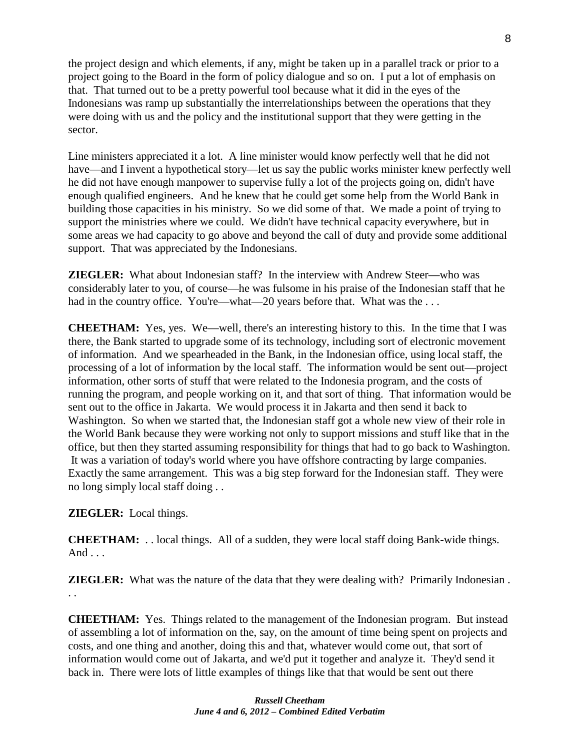the project design and which elements, if any, might be taken up in a parallel track or prior to a project going to the Board in the form of policy dialogue and so on. I put a lot of emphasis on that. That turned out to be a pretty powerful tool because what it did in the eyes of the Indonesians was ramp up substantially the interrelationships between the operations that they were doing with us and the policy and the institutional support that they were getting in the sector.

Line ministers appreciated it a lot. A line minister would know perfectly well that he did not have—and I invent a hypothetical story—let us say the public works minister knew perfectly well he did not have enough manpower to supervise fully a lot of the projects going on, didn't have enough qualified engineers. And he knew that he could get some help from the World Bank in building those capacities in his ministry. So we did some of that. We made a point of trying to support the ministries where we could. We didn't have technical capacity everywhere, but in some areas we had capacity to go above and beyond the call of duty and provide some additional support. That was appreciated by the Indonesians.

**ZIEGLER:** What about Indonesian staff? In the interview with Andrew Steer—who was considerably later to you, of course—he was fulsome in his praise of the Indonesian staff that he had in the country office. You're—what—20 years before that. What was the . . .

**CHEETHAM:** Yes, yes. We—well, there's an interesting history to this. In the time that I was there, the Bank started to upgrade some of its technology, including sort of electronic movement of information. And we spearheaded in the Bank, in the Indonesian office, using local staff, the processing of a lot of information by the local staff. The information would be sent out—project information, other sorts of stuff that were related to the Indonesia program, and the costs of running the program, and people working on it, and that sort of thing. That information would be sent out to the office in Jakarta. We would process it in Jakarta and then send it back to Washington. So when we started that, the Indonesian staff got a whole new view of their role in the World Bank because they were working not only to support missions and stuff like that in the office, but then they started assuming responsibility for things that had to go back to Washington. It was a variation of today's world where you have offshore contracting by large companies. Exactly the same arrangement. This was a big step forward for the Indonesian staff. They were no long simply local staff doing . .

**ZIEGLER:** Local things.

**CHEETHAM:** . . local things. All of a sudden, they were local staff doing Bank-wide things. And . . .

**ZIEGLER:** What was the nature of the data that they were dealing with? Primarily Indonesian . . .

**CHEETHAM:** Yes. Things related to the management of the Indonesian program. But instead of assembling a lot of information on the, say, on the amount of time being spent on projects and costs, and one thing and another, doing this and that, whatever would come out, that sort of information would come out of Jakarta, and we'd put it together and analyze it. They'd send it back in. There were lots of little examples of things like that that would be sent out there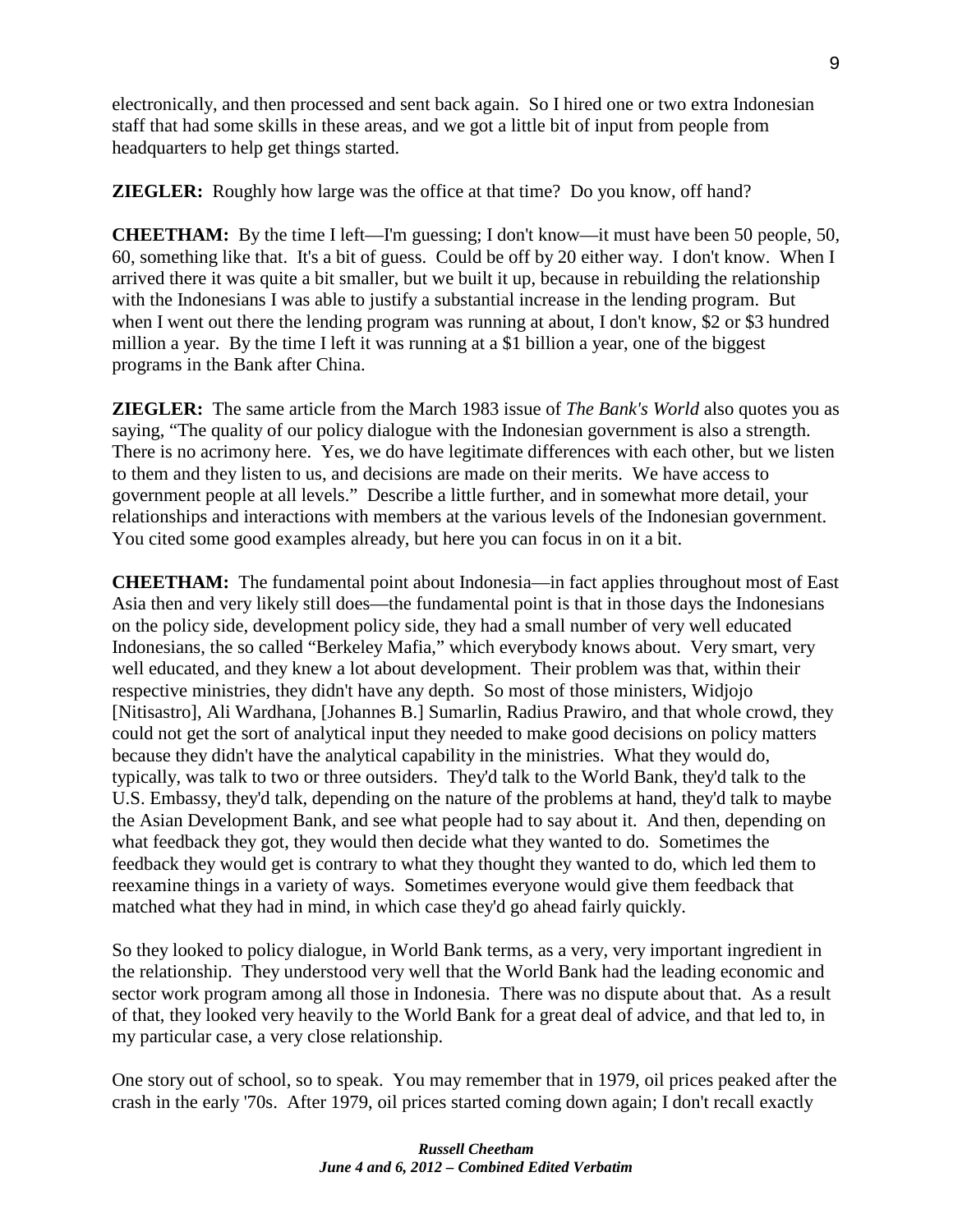electronically, and then processed and sent back again. So I hired one or two extra Indonesian staff that had some skills in these areas, and we got a little bit of input from people from headquarters to help get things started.

**ZIEGLER:** Roughly how large was the office at that time? Do you know, off hand?

**CHEETHAM:** By the time I left—I'm guessing; I don't know—it must have been 50 people, 50, 60, something like that. It's a bit of guess. Could be off by 20 either way. I don't know. When I arrived there it was quite a bit smaller, but we built it up, because in rebuilding the relationship with the Indonesians I was able to justify a substantial increase in the lending program. But when I went out there the lending program was running at about, I don't know, $2 or $3 hundred million a year. By the time I left it was running at a $1 billion a year, one of the biggest programs in the Bank after China.

**ZIEGLER:** The same article from the March 1983 issue of *The Bank's World* also quotes you as saying, "The quality of our policy dialogue with the Indonesian government is also a strength. There is no acrimony here. Yes, we do have legitimate differences with each other, but we listen to them and they listen to us, and decisions are made on their merits. We have access to government people at all levels." Describe a little further, and in somewhat more detail, your relationships and interactions with members at the various levels of the Indonesian government. You cited some good examples already, but here you can focus in on it a bit.

**CHEETHAM:** The fundamental point about Indonesia—in fact applies throughout most of East Asia then and very likely still does—the fundamental point is that in those days the Indonesians on the policy side, development policy side, they had a small number of very well educated Indonesians, the so called "Berkeley Mafia," which everybody knows about. Very smart, very well educated, and they knew a lot about development. Their problem was that, within their respective ministries, they didn't have any depth. So most of those ministers, Widjojo [Nitisastro], Ali Wardhana, [Johannes B.] Sumarlin, Radius Prawiro, and that whole crowd, they could not get the sort of analytical input they needed to make good decisions on policy matters because they didn't have the analytical capability in the ministries. What they would do, typically, was talk to two or three outsiders. They'd talk to the World Bank, they'd talk to the U.S. Embassy, they'd talk, depending on the nature of the problems at hand, they'd talk to maybe the Asian Development Bank, and see what people had to say about it. And then, depending on what feedback they got, they would then decide what they wanted to do. Sometimes the feedback they would get is contrary to what they thought they wanted to do, which led them to reexamine things in a variety of ways. Sometimes everyone would give them feedback that matched what they had in mind, in which case they'd go ahead fairly quickly.

So they looked to policy dialogue, in World Bank terms, as a very, very important ingredient in the relationship. They understood very well that the World Bank had the leading economic and sector work program among all those in Indonesia. There was no dispute about that. As a result of that, they looked very heavily to the World Bank for a great deal of advice, and that led to, in my particular case, a very close relationship.

One story out of school, so to speak. You may remember that in 1979, oil prices peaked after the crash in the early '70s. After 1979, oil prices started coming down again; I don't recall exactly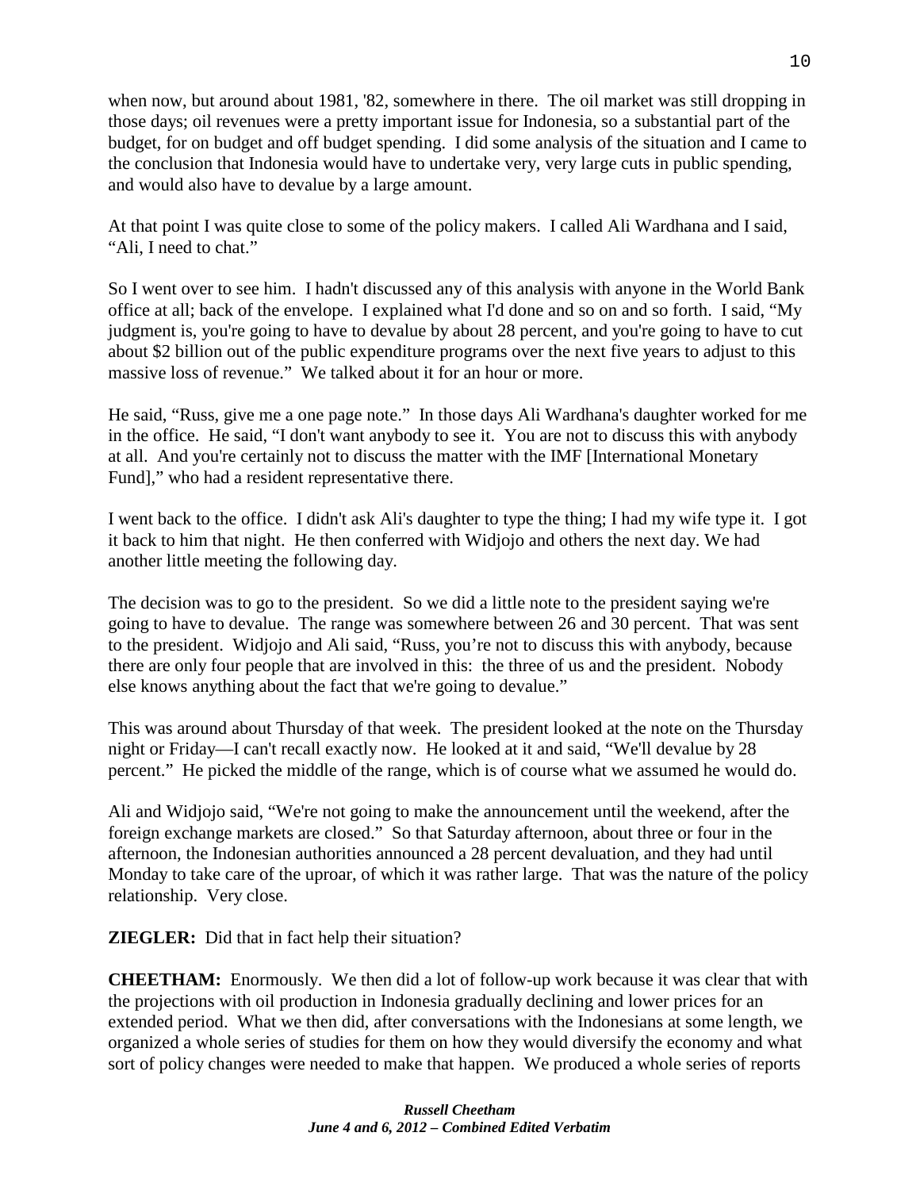when now, but around about 1981, '82, somewhere in there. The oil market was still dropping in those days; oil revenues were a pretty important issue for Indonesia, so a substantial part of the budget, for on budget and off budget spending. I did some analysis of the situation and I came to the conclusion that Indonesia would have to undertake very, very large cuts in public spending, and would also have to devalue by a large amount.

At that point I was quite close to some of the policy makers. I called Ali Wardhana and I said, "Ali, I need to chat."

So I went over to see him. I hadn't discussed any of this analysis with anyone in the World Bank office at all; back of the envelope. I explained what I'd done and so on and so forth. I said, "My judgment is, you're going to have to devalue by about 28 percent, and you're going to have to cut about $2 billion out of the public expenditure programs over the next five years to adjust to this massive loss of revenue." We talked about it for an hour or more.

He said, "Russ, give me a one page note." In those days Ali Wardhana's daughter worked for me in the office. He said, "I don't want anybody to see it. You are not to discuss this with anybody at all. And you're certainly not to discuss the matter with the IMF [International Monetary Fund]," who had a resident representative there.

I went back to the office. I didn't ask Ali's daughter to type the thing; I had my wife type it. I got it back to him that night. He then conferred with Widjojo and others the next day. We had another little meeting the following day.

The decision was to go to the president. So we did a little note to the president saying we're going to have to devalue. The range was somewhere between 26 and 30 percent. That was sent to the president. Widjojo and Ali said, "Russ, you're not to discuss this with anybody, because there are only four people that are involved in this: the three of us and the president. Nobody else knows anything about the fact that we're going to devalue."

This was around about Thursday of that week. The president looked at the note on the Thursday night or Friday—I can't recall exactly now. He looked at it and said, "We'll devalue by 28 percent." He picked the middle of the range, which is of course what we assumed he would do.

Ali and Widjojo said, "We're not going to make the announcement until the weekend, after the foreign exchange markets are closed." So that Saturday afternoon, about three or four in the afternoon, the Indonesian authorities announced a 28 percent devaluation, and they had until Monday to take care of the uproar, of which it was rather large. That was the nature of the policy relationship. Very close.

**ZIEGLER:** Did that in fact help their situation?

**CHEETHAM:** Enormously. We then did a lot of follow-up work because it was clear that with the projections with oil production in Indonesia gradually declining and lower prices for an extended period. What we then did, after conversations with the Indonesians at some length, we organized a whole series of studies for them on how they would diversify the economy and what sort of policy changes were needed to make that happen. We produced a whole series of reports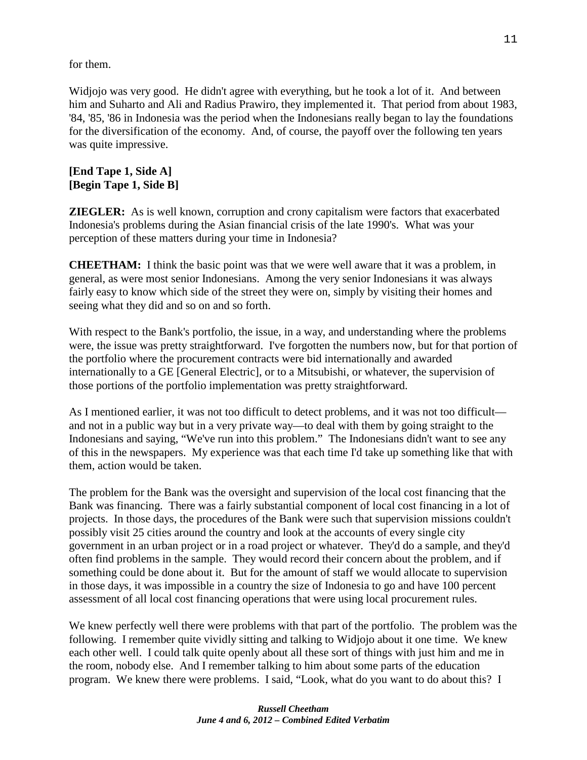for them.

Widjojo was very good. He didn't agree with everything, but he took a lot of it. And between him and Suharto and Ali and Radius Prawiro, they implemented it. That period from about 1983, '84, '85, '86 in Indonesia was the period when the Indonesians really began to lay the foundations for the diversification of the economy. And, of course, the payoff over the following ten years was quite impressive.

**[End Tape 1, Side A]**
**[Begin Tape 1, Side B]**

**ZIEGLER:** As is well known, corruption and crony capitalism were factors that exacerbated Indonesia's problems during the Asian financial crisis of the late 1990's. What was your perception of these matters during your time in Indonesia?

**CHEETHAM:** I think the basic point was that we were well aware that it was a problem, in general, as were most senior Indonesians. Among the very senior Indonesians it was always fairly easy to know which side of the street they were on, simply by visiting their homes and seeing what they did and so on and so forth.

With respect to the Bank's portfolio, the issue, in a way, and understanding where the problems were, the issue was pretty straightforward. I've forgotten the numbers now, but for that portion of the portfolio where the procurement contracts were bid internationally and awarded internationally to a GE [General Electric], or to a Mitsubishi, or whatever, the supervision of those portions of the portfolio implementation was pretty straightforward.

As I mentioned earlier, it was not too difficult to detect problems, and it was not too difficult—and not in a public way but in a very private way—to deal with them by going straight to the Indonesians and saying, "We've run into this problem." The Indonesians didn't want to see any of this in the newspapers. My experience was that each time I'd take up something like that with them, action would be taken.

The problem for the Bank was the oversight and supervision of the local cost financing that the Bank was financing. There was a fairly substantial component of local cost financing in a lot of projects. In those days, the procedures of the Bank were such that supervision missions couldn't possibly visit 25 cities around the country and look at the accounts of every single city government in an urban project or in a road project or whatever. They'd do a sample, and they'd often find problems in the sample. They would record their concern about the problem, and if something could be done about it. But for the amount of staff we would allocate to supervision in those days, it was impossible in a country the size of Indonesia to go and have 100 percent assessment of all local cost financing operations that were using local procurement rules.

We knew perfectly well there were problems with that part of the portfolio. The problem was the following. I remember quite vividly sitting and talking to Widjojo about it one time. We knew each other well. I could talk quite openly about all these sort of things with just him and me in the room, nobody else. And I remember talking to him about some parts of the education program. We knew there were problems. I said, "Look, what do you want to do about this? I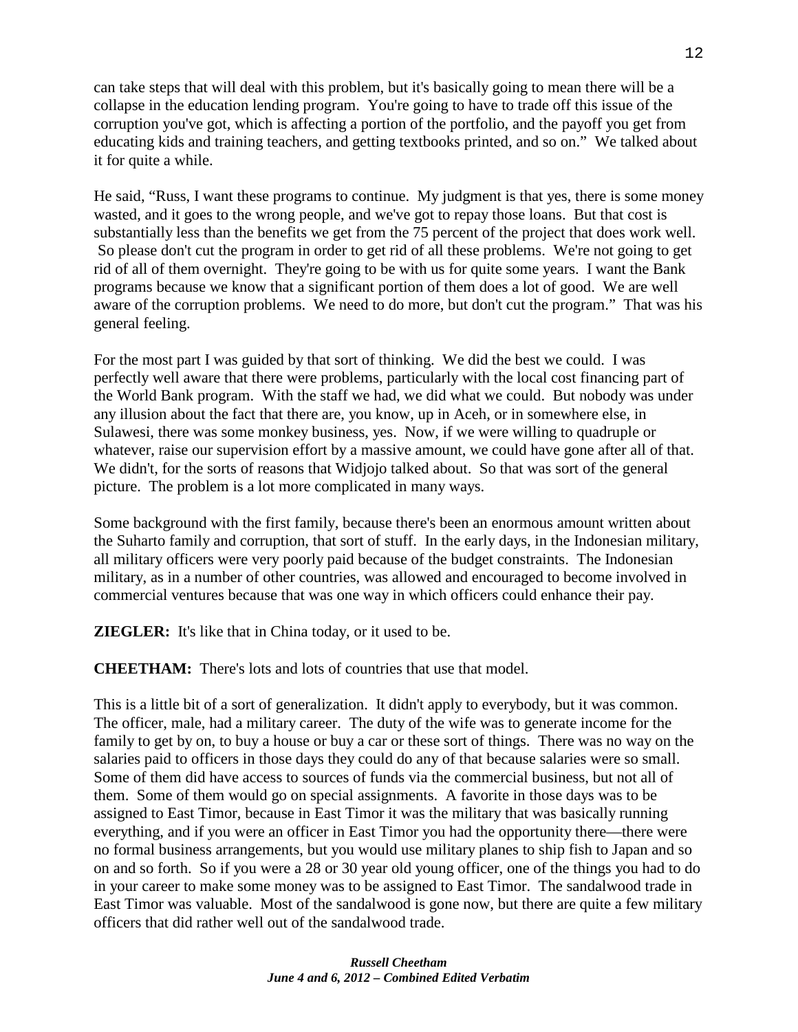can take steps that will deal with this problem, but it's basically going to mean there will be a collapse in the education lending program. You're going to have to trade off this issue of the corruption you've got, which is affecting a portion of the portfolio, and the payoff you get from educating kids and training teachers, and getting textbooks printed, and so on." We talked about it for quite a while.

He said, "Russ, I want these programs to continue. My judgment is that yes, there is some money wasted, and it goes to the wrong people, and we've got to repay those loans. But that cost is substantially less than the benefits we get from the 75 percent of the project that does work well. So please don't cut the program in order to get rid of all these problems. We're not going to get rid of all of them overnight. They're going to be with us for quite some years. I want the Bank programs because we know that a significant portion of them does a lot of good. We are well aware of the corruption problems. We need to do more, but don't cut the program." That was his general feeling.

For the most part I was guided by that sort of thinking. We did the best we could. I was perfectly well aware that there were problems, particularly with the local cost financing part of the World Bank program. With the staff we had, we did what we could. But nobody was under any illusion about the fact that there are, you know, up in Aceh, or in somewhere else, in Sulawesi, there was some monkey business, yes. Now, if we were willing to quadruple or whatever, raise our supervision effort by a massive amount, we could have gone after all of that. We didn't, for the sorts of reasons that Widjojo talked about. So that was sort of the general picture. The problem is a lot more complicated in many ways.

Some background with the first family, because there's been an enormous amount written about the Suharto family and corruption, that sort of stuff. In the early days, in the Indonesian military, all military officers were very poorly paid because of the budget constraints. The Indonesian military, as in a number of other countries, was allowed and encouraged to become involved in commercial ventures because that was one way in which officers could enhance their pay.

**ZIEGLER:** It's like that in China today, or it used to be.

**CHEETHAM:** There's lots and lots of countries that use that model.

This is a little bit of a sort of generalization. It didn't apply to everybody, but it was common. The officer, male, had a military career. The duty of the wife was to generate income for the family to get by on, to buy a house or buy a car or these sort of things. There was no way on the salaries paid to officers in those days they could do any of that because salaries were so small. Some of them did have access to sources of funds via the commercial business, but not all of them. Some of them would go on special assignments. A favorite in those days was to be assigned to East Timor, because in East Timor it was the military that was basically running everything, and if you were an officer in East Timor you had the opportunity there—there were no formal business arrangements, but you would use military planes to ship fish to Japan and so on and so forth. So if you were a 28 or 30 year old young officer, one of the things you had to do in your career to make some money was to be assigned to East Timor. The sandalwood trade in East Timor was valuable. Most of the sandalwood is gone now, but there are quite a few military officers that did rather well out of the sandalwood trade.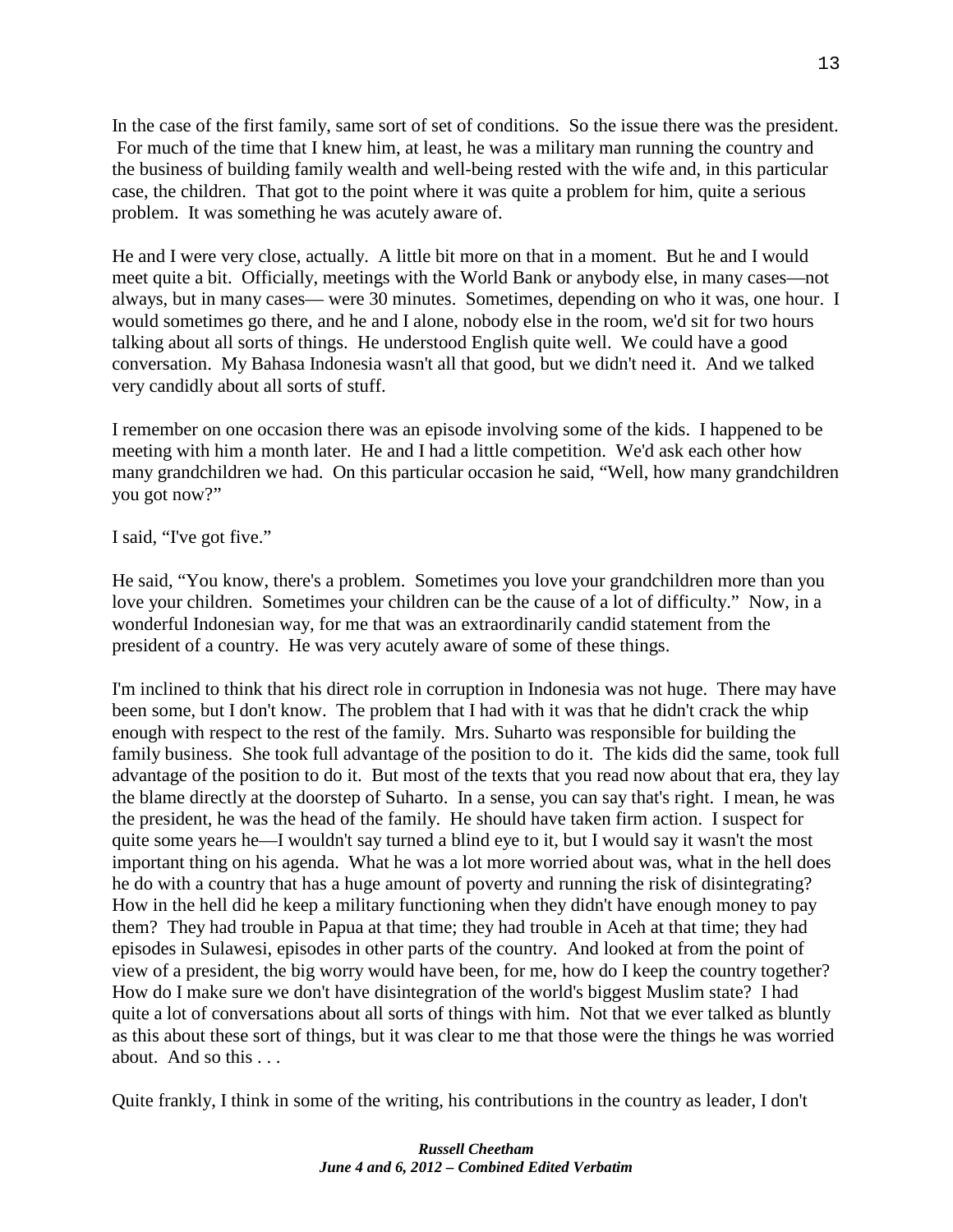In the case of the first family, same sort of set of conditions. So the issue there was the president. For much of the time that I knew him, at least, he was a military man running the country and the business of building family wealth and well-being rested with the wife and, in this particular case, the children. That got to the point where it was quite a problem for him, quite a serious problem. It was something he was acutely aware of.

He and I were very close, actually. A little bit more on that in a moment. But he and I would meet quite a bit. Officially, meetings with the World Bank or anybody else, in many cases—not always, but in many cases— were 30 minutes. Sometimes, depending on who it was, one hour. I would sometimes go there, and he and I alone, nobody else in the room, we'd sit for two hours talking about all sorts of things. He understood English quite well. We could have a good conversation. My Bahasa Indonesia wasn't all that good, but we didn't need it. And we talked very candidly about all sorts of stuff.

I remember on one occasion there was an episode involving some of the kids. I happened to be meeting with him a month later. He and I had a little competition. We'd ask each other how many grandchildren we had. On this particular occasion he said, "Well, how many grandchildren you got now?"

I said, "I've got five."

He said, "You know, there's a problem. Sometimes you love your grandchildren more than you love your children. Sometimes your children can be the cause of a lot of difficulty." Now, in a wonderful Indonesian way, for me that was an extraordinarily candid statement from the president of a country. He was very acutely aware of some of these things.

I'm inclined to think that his direct role in corruption in Indonesia was not huge. There may have been some, but I don't know. The problem that I had with it was that he didn't crack the whip enough with respect to the rest of the family. Mrs. Suharto was responsible for building the family business. She took full advantage of the position to do it. The kids did the same, took full advantage of the position to do it. But most of the texts that you read now about that era, they lay the blame directly at the doorstep of Suharto. In a sense, you can say that's right. I mean, he was the president, he was the head of the family. He should have taken firm action. I suspect for quite some years he—I wouldn't say turned a blind eye to it, but I would say it wasn't the most important thing on his agenda. What he was a lot more worried about was, what in the hell does he do with a country that has a huge amount of poverty and running the risk of disintegrating? How in the hell did he keep a military functioning when they didn't have enough money to pay them? They had trouble in Papua at that time; they had trouble in Aceh at that time; they had episodes in Sulawesi, episodes in other parts of the country. And looked at from the point of view of a president, the big worry would have been, for me, how do I keep the country together? How do I make sure we don't have disintegration of the world's biggest Muslim state? I had quite a lot of conversations about all sorts of things with him. Not that we ever talked as bluntly as this about these sort of things, but it was clear to me that those were the things he was worried about. And so this . . .

Quite frankly, I think in some of the writing, his contributions in the country as leader, I don't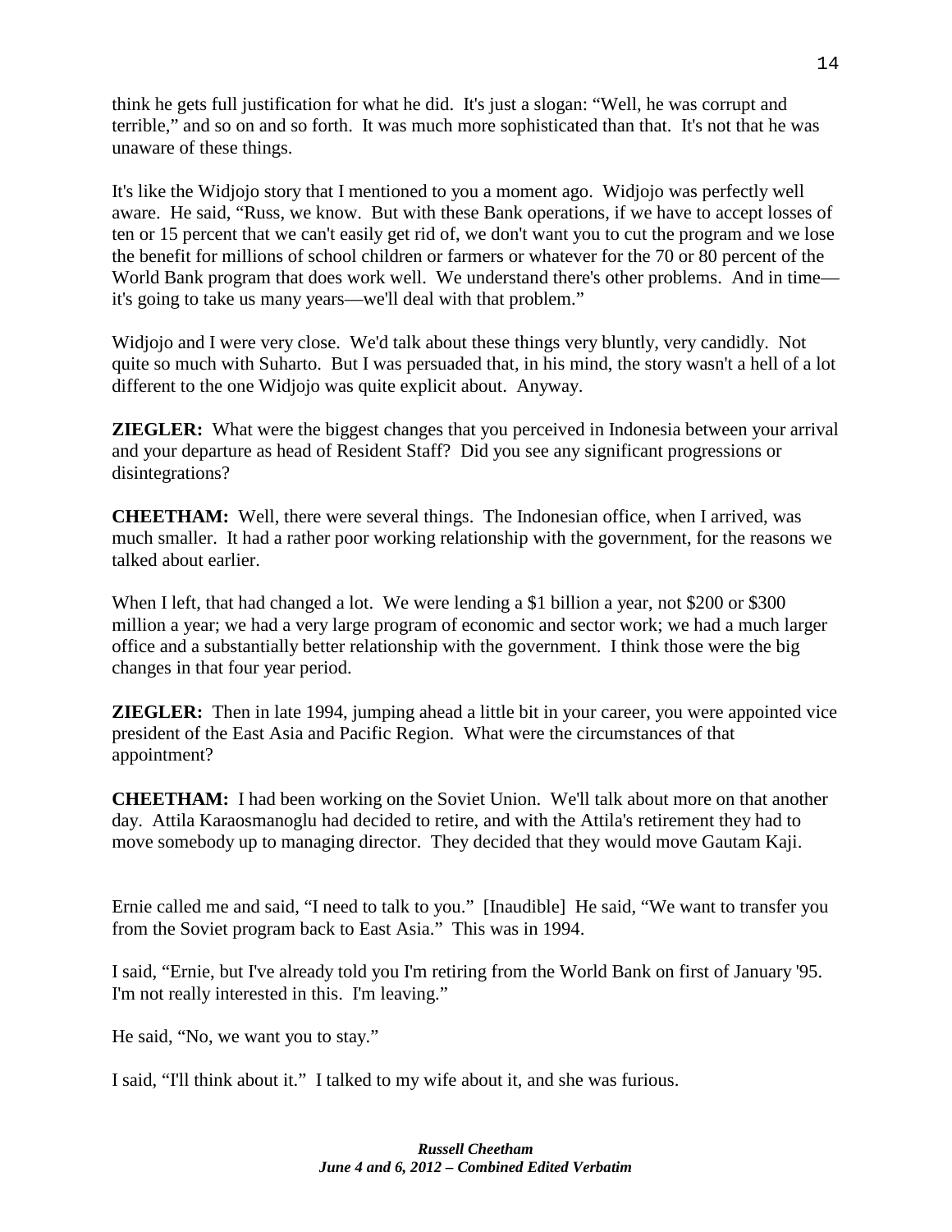think he gets full justification for what he did. It's just a slogan: "Well, he was corrupt and terrible," and so on and so forth. It was much more sophisticated than that. It's not that he was unaware of these things.

It's like the Widjojo story that I mentioned to you a moment ago. Widjojo was perfectly well aware. He said, "Russ, we know. But with these Bank operations, if we have to accept losses of ten or 15 percent that we can't easily get rid of, we don't want you to cut the program and we lose the benefit for millions of school children or farmers or whatever for the 70 or 80 percent of the World Bank program that does work well. We understand there's other problems. And in time—it's going to take us many years—we'll deal with that problem."

Widjojo and I were very close. We'd talk about these things very bluntly, very candidly. Not quite so much with Suharto. But I was persuaded that, in his mind, the story wasn't a hell of a lot different to the one Widjojo was quite explicit about. Anyway.

**ZIEGLER:** What were the biggest changes that you perceived in Indonesia between your arrival and your departure as head of Resident Staff? Did you see any significant progressions or disintegrations?

**CHEETHAM:** Well, there were several things. The Indonesian office, when I arrived, was much smaller. It had a rather poor working relationship with the government, for the reasons we talked about earlier.

When I left, that had changed a lot. We were lending a $1 billion a year, not $200 or $300 million a year; we had a very large program of economic and sector work; we had a much larger office and a substantially better relationship with the government. I think those were the big changes in that four year period.

**ZIEGLER:** Then in late 1994, jumping ahead a little bit in your career, you were appointed vice president of the East Asia and Pacific Region. What were the circumstances of that appointment?

**CHEETHAM:** I had been working on the Soviet Union. We'll talk about more on that another day. Attila Karaosmanoglu had decided to retire, and with the Attila's retirement they had to move somebody up to managing director. They decided that they would move Gautam Kaji.

Ernie called me and said, "I need to talk to you." [Inaudible] He said, "We want to transfer you from the Soviet program back to East Asia." This was in 1994.

I said, "Ernie, but I've already told you I'm retiring from the World Bank on first of January '95. I'm not really interested in this. I'm leaving."

He said, "No, we want you to stay."

I said, "I'll think about it." I talked to my wife about it, and she was furious.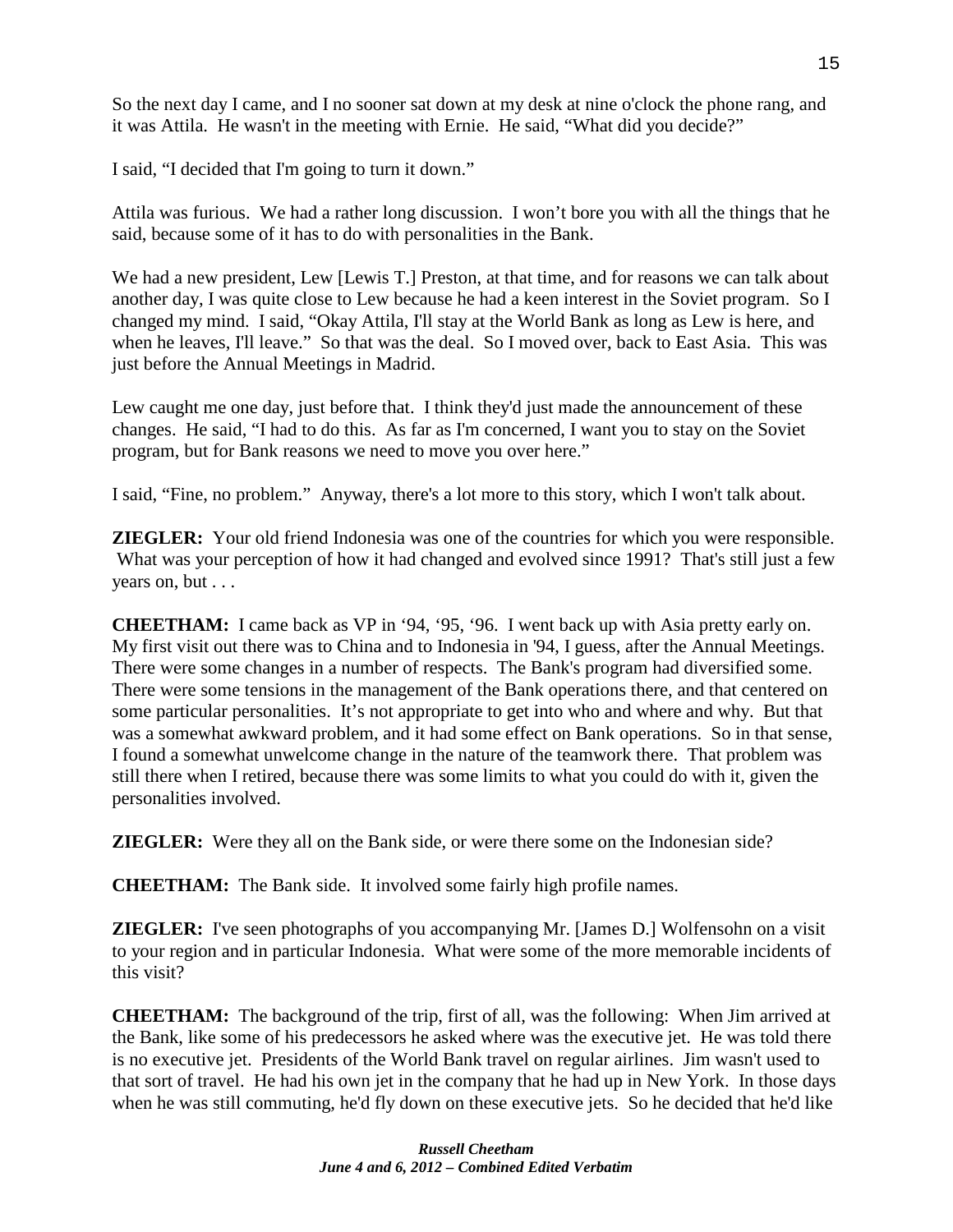So the next day I came, and I no sooner sat down at my desk at nine o'clock the phone rang, and it was Attila. He wasn't in the meeting with Ernie. He said, "What did you decide?"

I said, "I decided that I'm going to turn it down."

Attila was furious. We had a rather long discussion. I won't bore you with all the things that he said, because some of it has to do with personalities in the Bank.

We had a new president, Lew [Lewis T.] Preston, at that time, and for reasons we can talk about another day, I was quite close to Lew because he had a keen interest in the Soviet program. So I changed my mind. I said, "Okay Attila, I'll stay at the World Bank as long as Lew is here, and when he leaves, I'll leave." So that was the deal. So I moved over, back to East Asia. This was just before the Annual Meetings in Madrid.

Lew caught me one day, just before that. I think they'd just made the announcement of these changes. He said, "I had to do this. As far as I'm concerned, I want you to stay on the Soviet program, but for Bank reasons we need to move you over here."

I said, "Fine, no problem." Anyway, there's a lot more to this story, which I won't talk about.

**ZIEGLER:** Your old friend Indonesia was one of the countries for which you were responsible. What was your perception of how it had changed and evolved since 1991? That's still just a few years on, but . . .

**CHEETHAM:** I came back as VP in '94, '95, '96. I went back up with Asia pretty early on. My first visit out there was to China and to Indonesia in '94, I guess, after the Annual Meetings. There were some changes in a number of respects. The Bank's program had diversified some. There were some tensions in the management of the Bank operations there, and that centered on some particular personalities. It's not appropriate to get into who and where and why. But that was a somewhat awkward problem, and it had some effect on Bank operations. So in that sense, I found a somewhat unwelcome change in the nature of the teamwork there. That problem was still there when I retired, because there was some limits to what you could do with it, given the personalities involved.

**ZIEGLER:** Were they all on the Bank side, or were there some on the Indonesian side?

**CHEETHAM:** The Bank side. It involved some fairly high profile names.

**ZIEGLER:** I've seen photographs of you accompanying Mr. [James D.] Wolfensohn on a visit to your region and in particular Indonesia. What were some of the more memorable incidents of this visit?

**CHEETHAM:** The background of the trip, first of all, was the following: When Jim arrived at the Bank, like some of his predecessors he asked where was the executive jet. He was told there is no executive jet. Presidents of the World Bank travel on regular airlines. Jim wasn't used to that sort of travel. He had his own jet in the company that he had up in New York. In those days when he was still commuting, he'd fly down on these executive jets. So he decided that he'd like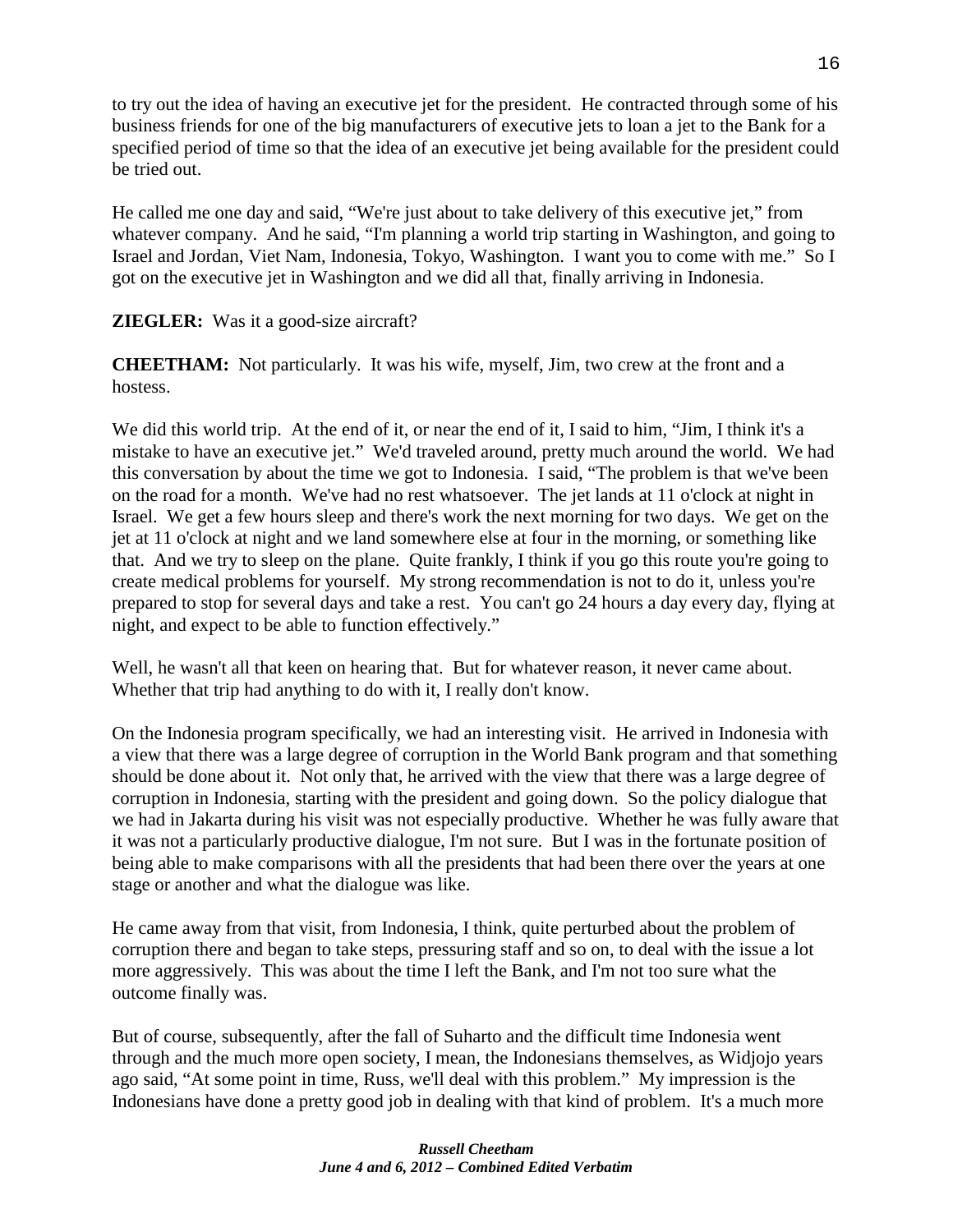to try out the idea of having an executive jet for the president. He contracted through some of his business friends for one of the big manufacturers of executive jets to loan a jet to the Bank for a specified period of time so that the idea of an executive jet being available for the president could be tried out.

He called me one day and said, "We're just about to take delivery of this executive jet," from whatever company. And he said, "I'm planning a world trip starting in Washington, and going to Israel and Jordan, Viet Nam, Indonesia, Tokyo, Washington. I want you to come with me." So I got on the executive jet in Washington and we did all that, finally arriving in Indonesia.

**ZIEGLER:** Was it a good-size aircraft?

**CHEETHAM:** Not particularly. It was his wife, myself, Jim, two crew at the front and a hostess.

We did this world trip. At the end of it, or near the end of it, I said to him, "Jim, I think it's a mistake to have an executive jet." We'd traveled around, pretty much around the world. We had this conversation by about the time we got to Indonesia. I said, "The problem is that we've been on the road for a month. We've had no rest whatsoever. The jet lands at 11 o'clock at night in Israel. We get a few hours sleep and there's work the next morning for two days. We get on the jet at 11 o'clock at night and we land somewhere else at four in the morning, or something like that. And we try to sleep on the plane. Quite frankly, I think if you go this route you're going to create medical problems for yourself. My strong recommendation is not to do it, unless you're prepared to stop for several days and take a rest. You can't go 24 hours a day every day, flying at night, and expect to be able to function effectively."

Well, he wasn't all that keen on hearing that. But for whatever reason, it never came about. Whether that trip had anything to do with it, I really don't know.

On the Indonesia program specifically, we had an interesting visit. He arrived in Indonesia with a view that there was a large degree of corruption in the World Bank program and that something should be done about it. Not only that, he arrived with the view that there was a large degree of corruption in Indonesia, starting with the president and going down. So the policy dialogue that we had in Jakarta during his visit was not especially productive. Whether he was fully aware that it was not a particularly productive dialogue, I'm not sure. But I was in the fortunate position of being able to make comparisons with all the presidents that had been there over the years at one stage or another and what the dialogue was like.

He came away from that visit, from Indonesia, I think, quite perturbed about the problem of corruption there and began to take steps, pressuring staff and so on, to deal with the issue a lot more aggressively. This was about the time I left the Bank, and I'm not too sure what the outcome finally was.

But of course, subsequently, after the fall of Suharto and the difficult time Indonesia went through and the much more open society, I mean, the Indonesians themselves, as Widjojo years ago said, "At some point in time, Russ, we'll deal with this problem." My impression is the Indonesians have done a pretty good job in dealing with that kind of problem. It's a much more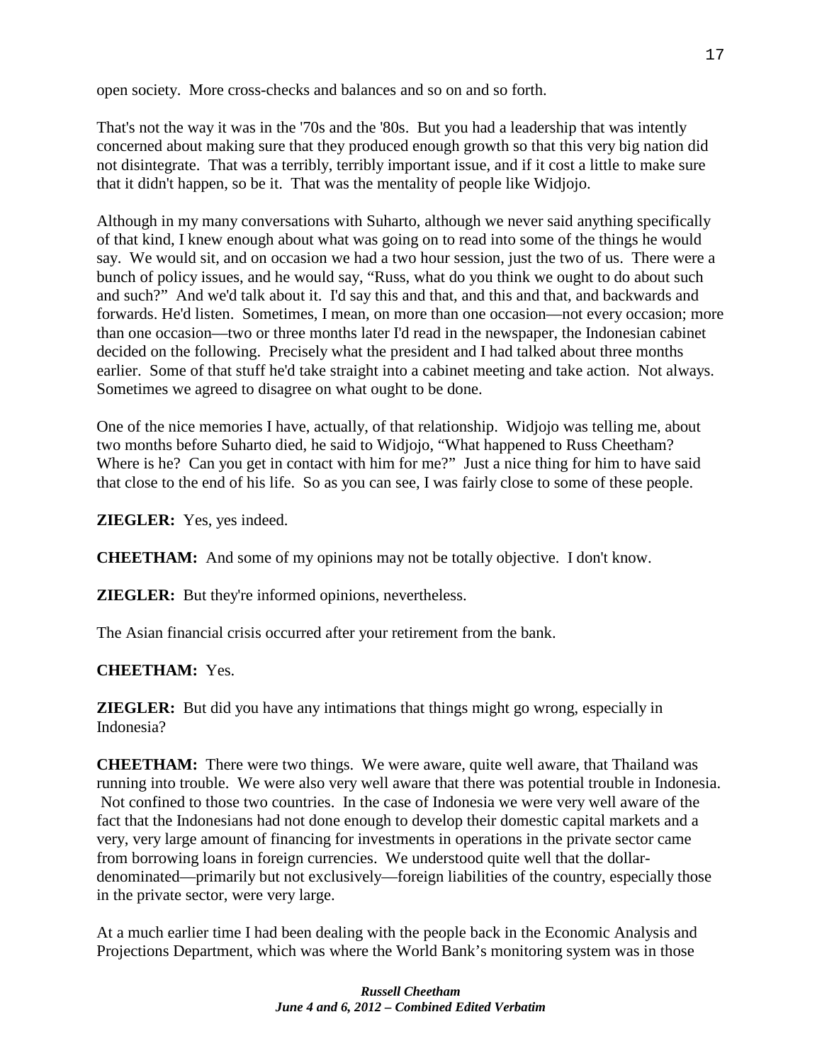open society. More cross-checks and balances and so on and so forth.

That's not the way it was in the '70s and the '80s. But you had a leadership that was intently concerned about making sure that they produced enough growth so that this very big nation did not disintegrate. That was a terribly, terribly important issue, and if it cost a little to make sure that it didn't happen, so be it. That was the mentality of people like Widjojo.

Although in my many conversations with Suharto, although we never said anything specifically of that kind, I knew enough about what was going on to read into some of the things he would say. We would sit, and on occasion we had a two hour session, just the two of us. There were a bunch of policy issues, and he would say, "Russ, what do you think we ought to do about such and such?" And we'd talk about it. I'd say this and that, and this and that, and backwards and forwards. He'd listen. Sometimes, I mean, on more than one occasion—not every occasion; more than one occasion—two or three months later I'd read in the newspaper, the Indonesian cabinet decided on the following. Precisely what the president and I had talked about three months earlier. Some of that stuff he'd take straight into a cabinet meeting and take action. Not always. Sometimes we agreed to disagree on what ought to be done.

One of the nice memories I have, actually, of that relationship. Widjojo was telling me, about two months before Suharto died, he said to Widjojo, "What happened to Russ Cheetham? Where is he? Can you get in contact with him for me?" Just a nice thing for him to have said that close to the end of his life. So as you can see, I was fairly close to some of these people.

**ZIEGLER:** Yes, yes indeed.

**CHEETHAM:** And some of my opinions may not be totally objective. I don't know.

**ZIEGLER:** But they're informed opinions, nevertheless.

The Asian financial crisis occurred after your retirement from the bank.

**CHEETHAM:** Yes.

**ZIEGLER:** But did you have any intimations that things might go wrong, especially in Indonesia?

**CHEETHAM:** There were two things. We were aware, quite well aware, that Thailand was running into trouble. We were also very well aware that there was potential trouble in Indonesia. Not confined to those two countries. In the case of Indonesia we were very well aware of the fact that the Indonesians had not done enough to develop their domestic capital markets and a very, very large amount of financing for investments in operations in the private sector came from borrowing loans in foreign currencies. We understood quite well that the dollar-denominated—primarily but not exclusively—foreign liabilities of the country, especially those in the private sector, were very large.

At a much earlier time I had been dealing with the people back in the Economic Analysis and Projections Department, which was where the World Bank's monitoring system was in those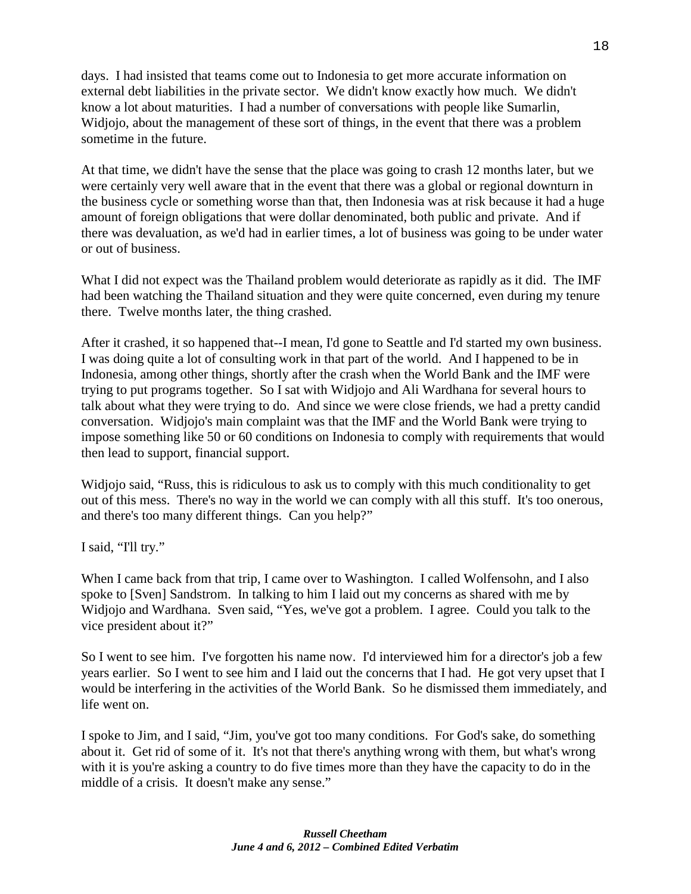days. I had insisted that teams come out to Indonesia to get more accurate information on external debt liabilities in the private sector. We didn't know exactly how much. We didn't know a lot about maturities. I had a number of conversations with people like Sumarlin, Widjojo, about the management of these sort of things, in the event that there was a problem sometime in the future.

At that time, we didn't have the sense that the place was going to crash 12 months later, but we were certainly very well aware that in the event that there was a global or regional downturn in the business cycle or something worse than that, then Indonesia was at risk because it had a huge amount of foreign obligations that were dollar denominated, both public and private. And if there was devaluation, as we'd had in earlier times, a lot of business was going to be under water or out of business.

What I did not expect was the Thailand problem would deteriorate as rapidly as it did. The IMF had been watching the Thailand situation and they were quite concerned, even during my tenure there. Twelve months later, the thing crashed.

After it crashed, it so happened that--I mean, I'd gone to Seattle and I'd started my own business. I was doing quite a lot of consulting work in that part of the world. And I happened to be in Indonesia, among other things, shortly after the crash when the World Bank and the IMF were trying to put programs together. So I sat with Widjojo and Ali Wardhana for several hours to talk about what they were trying to do. And since we were close friends, we had a pretty candid conversation. Widjojo's main complaint was that the IMF and the World Bank were trying to impose something like 50 or 60 conditions on Indonesia to comply with requirements that would then lead to support, financial support.

Widjojo said, "Russ, this is ridiculous to ask us to comply with this much conditionality to get out of this mess. There's no way in the world we can comply with all this stuff. It's too onerous, and there's too many different things. Can you help?"

I said, "I'll try."

When I came back from that trip, I came over to Washington. I called Wolfensohn, and I also spoke to [Sven] Sandstrom. In talking to him I laid out my concerns as shared with me by Widjojo and Wardhana. Sven said, "Yes, we've got a problem. I agree. Could you talk to the vice president about it?"

So I went to see him. I've forgotten his name now. I'd interviewed him for a director's job a few years earlier. So I went to see him and I laid out the concerns that I had. He got very upset that I would be interfering in the activities of the World Bank. So he dismissed them immediately, and life went on.

I spoke to Jim, and I said, "Jim, you've got too many conditions. For God's sake, do something about it. Get rid of some of it. It's not that there's anything wrong with them, but what's wrong with it is you're asking a country to do five times more than they have the capacity to do in the middle of a crisis. It doesn't make any sense."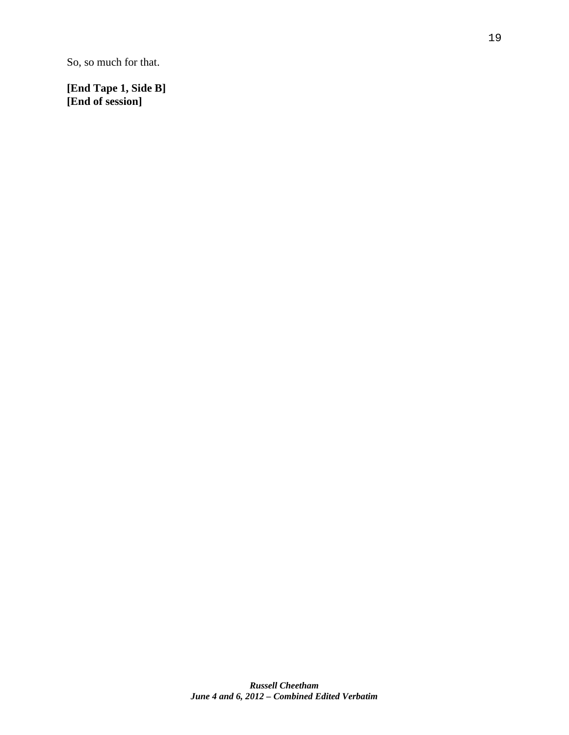So, so much for that.

**[End Tape 1, Side B]**
**[End of session]**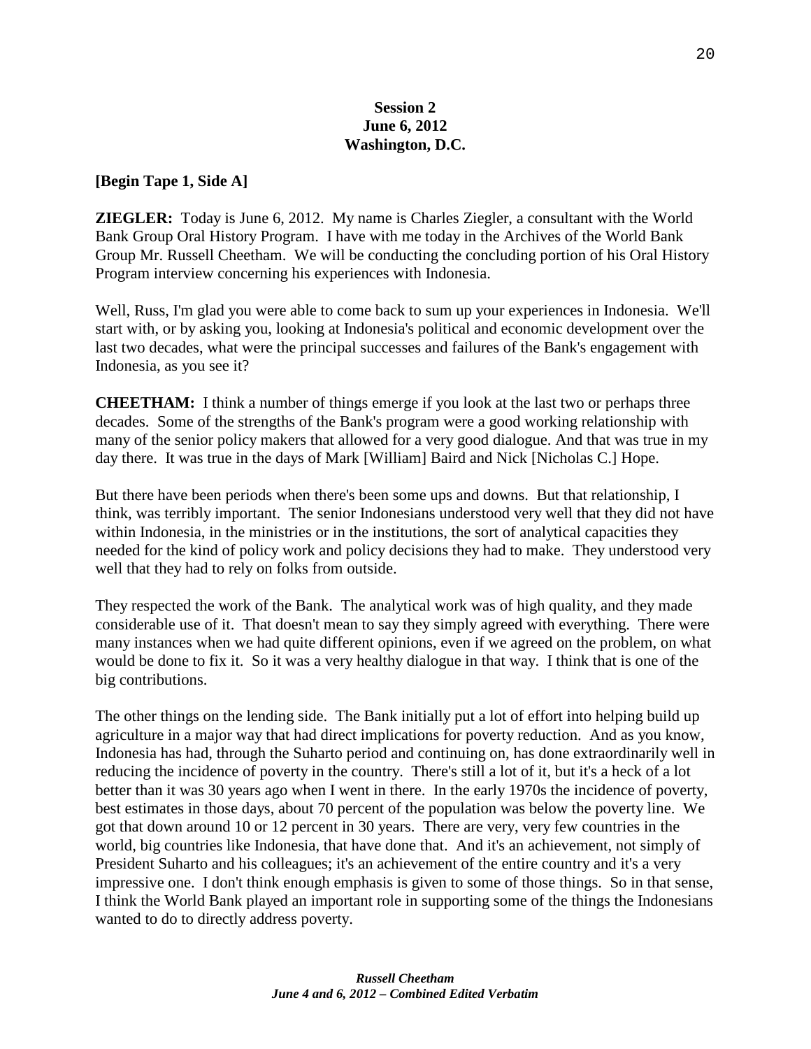**Session 2**
**June 6, 2012**
**Washington, D.C.**

**[Begin Tape 1, Side A]**

**ZIEGLER:** Today is June 6, 2012. My name is Charles Ziegler, a consultant with the World Bank Group Oral History Program. I have with me today in the Archives of the World Bank Group Mr. Russell Cheetham. We will be conducting the concluding portion of his Oral History Program interview concerning his experiences with Indonesia.

Well, Russ, I'm glad you were able to come back to sum up your experiences in Indonesia. We'll start with, or by asking you, looking at Indonesia's political and economic development over the last two decades, what were the principal successes and failures of the Bank's engagement with Indonesia, as you see it?

**CHEETHAM:** I think a number of things emerge if you look at the last two or perhaps three decades. Some of the strengths of the Bank's program were a good working relationship with many of the senior policy makers that allowed for a very good dialogue. And that was true in my day there. It was true in the days of Mark [William] Baird and Nick [Nicholas C.] Hope.

But there have been periods when there's been some ups and downs. But that relationship, I think, was terribly important. The senior Indonesians understood very well that they did not have within Indonesia, in the ministries or in the institutions, the sort of analytical capacities they needed for the kind of policy work and policy decisions they had to make. They understood very well that they had to rely on folks from outside.

They respected the work of the Bank. The analytical work was of high quality, and they made considerable use of it. That doesn't mean to say they simply agreed with everything. There were many instances when we had quite different opinions, even if we agreed on the problem, on what would be done to fix it. So it was a very healthy dialogue in that way. I think that is one of the big contributions.

The other things on the lending side. The Bank initially put a lot of effort into helping build up agriculture in a major way that had direct implications for poverty reduction. And as you know, Indonesia has had, through the Suharto period and continuing on, has done extraordinarily well in reducing the incidence of poverty in the country. There's still a lot of it, but it's a heck of a lot better than it was 30 years ago when I went in there. In the early 1970s the incidence of poverty, best estimates in those days, about 70 percent of the population was below the poverty line. We got that down around 10 or 12 percent in 30 years. There are very, very few countries in the world, big countries like Indonesia, that have done that. And it's an achievement, not simply of President Suharto and his colleagues; it's an achievement of the entire country and it's a very impressive one. I don't think enough emphasis is given to some of those things. So in that sense, I think the World Bank played an important role in supporting some of the things the Indonesians wanted to do to directly address poverty.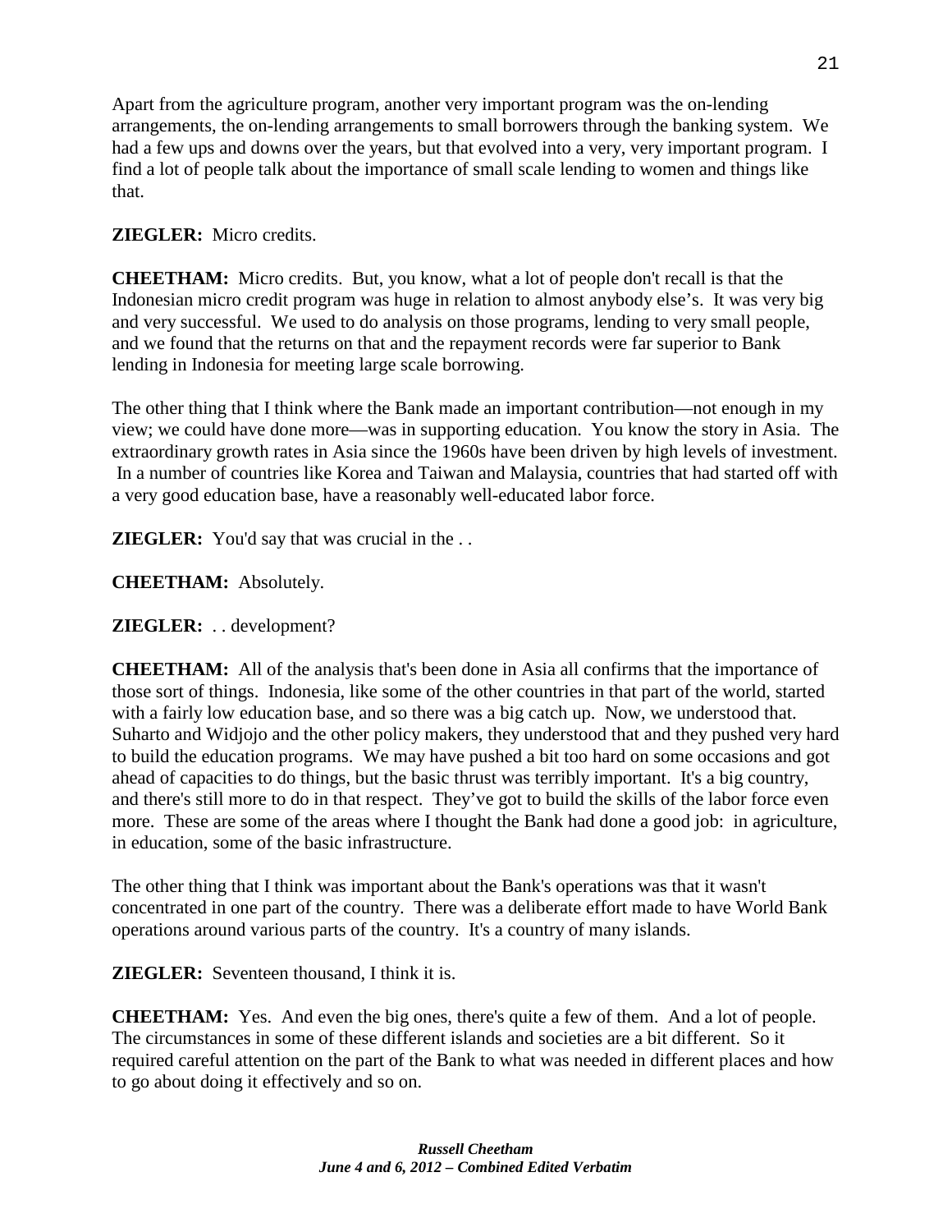Apart from the agriculture program, another very important program was the on-lending arrangements, the on-lending arrangements to small borrowers through the banking system. We had a few ups and downs over the years, but that evolved into a very, very important program. I find a lot of people talk about the importance of small scale lending to women and things like that.

**ZIEGLER:** Micro credits.

**CHEETHAM:** Micro credits. But, you know, what a lot of people don't recall is that the Indonesian micro credit program was huge in relation to almost anybody else's. It was very big and very successful. We used to do analysis on those programs, lending to very small people, and we found that the returns on that and the repayment records were far superior to Bank lending in Indonesia for meeting large scale borrowing.

The other thing that I think where the Bank made an important contribution—not enough in my view; we could have done more—was in supporting education. You know the story in Asia. The extraordinary growth rates in Asia since the 1960s have been driven by high levels of investment. In a number of countries like Korea and Taiwan and Malaysia, countries that had started off with a very good education base, have a reasonably well-educated labor force.

**ZIEGLER:** You'd say that was crucial in the . .

**CHEETHAM:** Absolutely.

**ZIEGLER:** . . development?

**CHEETHAM:** All of the analysis that's been done in Asia all confirms that the importance of those sort of things. Indonesia, like some of the other countries in that part of the world, started with a fairly low education base, and so there was a big catch up. Now, we understood that. Suharto and Widjojo and the other policy makers, they understood that and they pushed very hard to build the education programs. We may have pushed a bit too hard on some occasions and got ahead of capacities to do things, but the basic thrust was terribly important. It's a big country, and there's still more to do in that respect. They've got to build the skills of the labor force even more. These are some of the areas where I thought the Bank had done a good job: in agriculture, in education, some of the basic infrastructure.

The other thing that I think was important about the Bank's operations was that it wasn't concentrated in one part of the country. There was a deliberate effort made to have World Bank operations around various parts of the country. It's a country of many islands.

**ZIEGLER:** Seventeen thousand, I think it is.

**CHEETHAM:** Yes. And even the big ones, there's quite a few of them. And a lot of people. The circumstances in some of these different islands and societies are a bit different. So it required careful attention on the part of the Bank to what was needed in different places and how to go about doing it effectively and so on.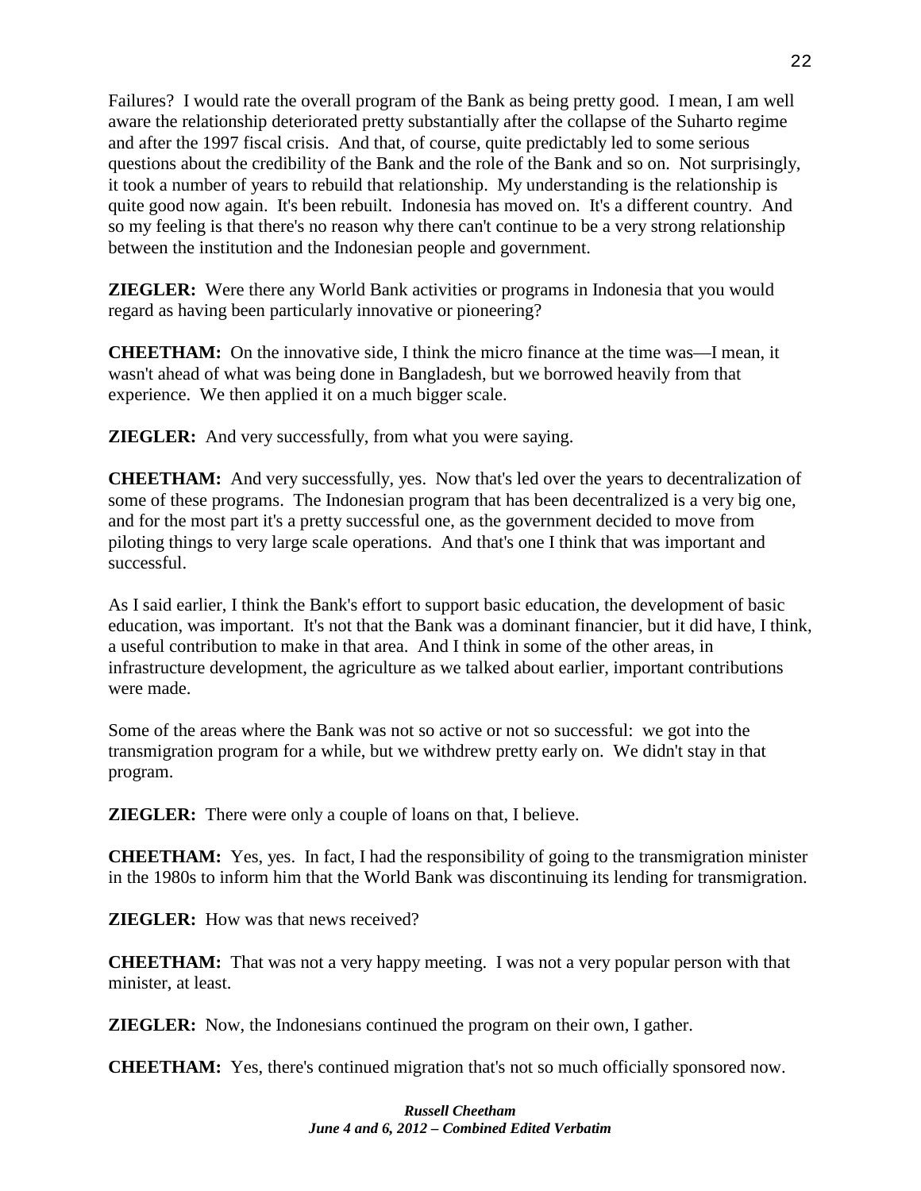Failures? I would rate the overall program of the Bank as being pretty good. I mean, I am well aware the relationship deteriorated pretty substantially after the collapse of the Suharto regime and after the 1997 fiscal crisis. And that, of course, quite predictably led to some serious questions about the credibility of the Bank and the role of the Bank and so on. Not surprisingly, it took a number of years to rebuild that relationship. My understanding is the relationship is quite good now again. It's been rebuilt. Indonesia has moved on. It's a different country. And so my feeling is that there's no reason why there can't continue to be a very strong relationship between the institution and the Indonesian people and government.

**ZIEGLER:** Were there any World Bank activities or programs in Indonesia that you would regard as having been particularly innovative or pioneering?

**CHEETHAM:** On the innovative side, I think the micro finance at the time was—I mean, it wasn't ahead of what was being done in Bangladesh, but we borrowed heavily from that experience. We then applied it on a much bigger scale.

**ZIEGLER:** And very successfully, from what you were saying.

**CHEETHAM:** And very successfully, yes. Now that's led over the years to decentralization of some of these programs. The Indonesian program that has been decentralized is a very big one, and for the most part it's a pretty successful one, as the government decided to move from piloting things to very large scale operations. And that's one I think that was important and successful.

As I said earlier, I think the Bank's effort to support basic education, the development of basic education, was important. It's not that the Bank was a dominant financier, but it did have, I think, a useful contribution to make in that area. And I think in some of the other areas, in infrastructure development, the agriculture as we talked about earlier, important contributions were made.

Some of the areas where the Bank was not so active or not so successful: we got into the transmigration program for a while, but we withdrew pretty early on. We didn't stay in that program.

**ZIEGLER:** There were only a couple of loans on that, I believe.

**CHEETHAM:** Yes, yes. In fact, I had the responsibility of going to the transmigration minister in the 1980s to inform him that the World Bank was discontinuing its lending for transmigration.

**ZIEGLER:** How was that news received?

**CHEETHAM:** That was not a very happy meeting. I was not a very popular person with that minister, at least.

**ZIEGLER:** Now, the Indonesians continued the program on their own, I gather.

**CHEETHAM:** Yes, there's continued migration that's not so much officially sponsored now.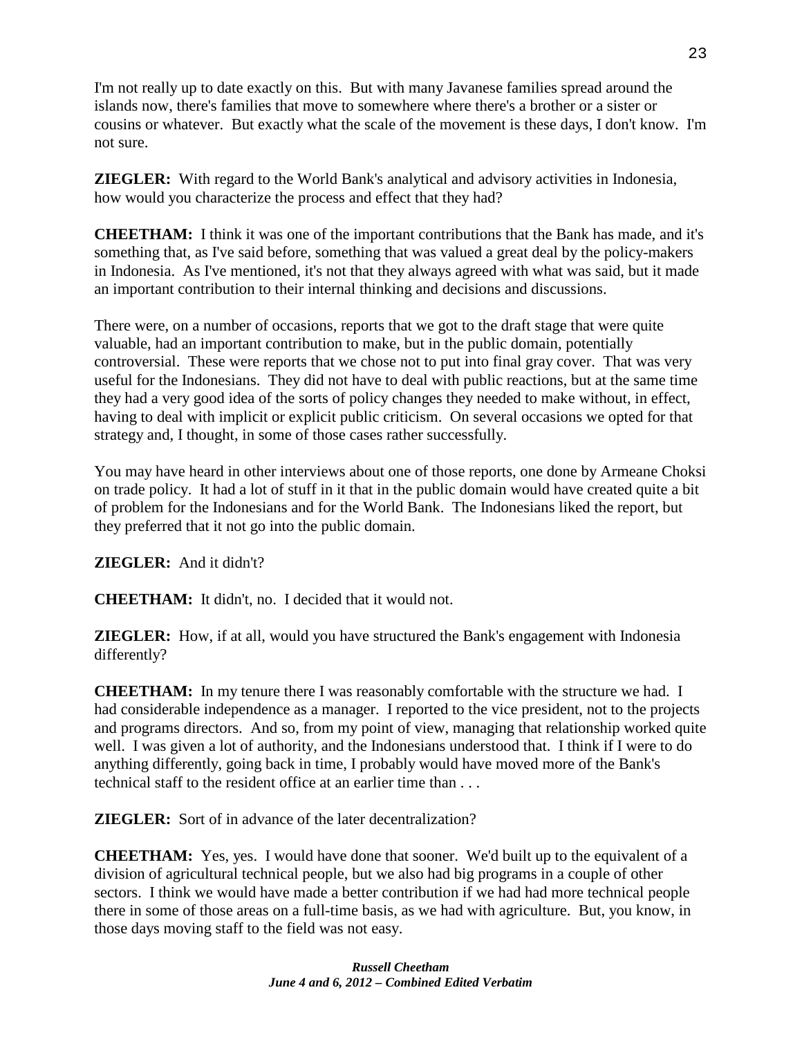I'm not really up to date exactly on this. But with many Javanese families spread around the islands now, there's families that move to somewhere where there's a brother or a sister or cousins or whatever. But exactly what the scale of the movement is these days, I don't know. I'm not sure.

**ZIEGLER:** With regard to the World Bank's analytical and advisory activities in Indonesia, how would you characterize the process and effect that they had?

**CHEETHAM:** I think it was one of the important contributions that the Bank has made, and it's something that, as I've said before, something that was valued a great deal by the policy-makers in Indonesia. As I've mentioned, it's not that they always agreed with what was said, but it made an important contribution to their internal thinking and decisions and discussions.

There were, on a number of occasions, reports that we got to the draft stage that were quite valuable, had an important contribution to make, but in the public domain, potentially controversial. These were reports that we chose not to put into final gray cover. That was very useful for the Indonesians. They did not have to deal with public reactions, but at the same time they had a very good idea of the sorts of policy changes they needed to make without, in effect, having to deal with implicit or explicit public criticism. On several occasions we opted for that strategy and, I thought, in some of those cases rather successfully.

You may have heard in other interviews about one of those reports, one done by Armeane Choksi on trade policy. It had a lot of stuff in it that in the public domain would have created quite a bit of problem for the Indonesians and for the World Bank. The Indonesians liked the report, but they preferred that it not go into the public domain.

**ZIEGLER:** And it didn't?

**CHEETHAM:** It didn't, no. I decided that it would not.

**ZIEGLER:** How, if at all, would you have structured the Bank's engagement with Indonesia differently?

**CHEETHAM:** In my tenure there I was reasonably comfortable with the structure we had. I had considerable independence as a manager. I reported to the vice president, not to the projects and programs directors. And so, from my point of view, managing that relationship worked quite well. I was given a lot of authority, and the Indonesians understood that. I think if I were to do anything differently, going back in time, I probably would have moved more of the Bank's technical staff to the resident office at an earlier time than . . .

**ZIEGLER:** Sort of in advance of the later decentralization?

**CHEETHAM:** Yes, yes. I would have done that sooner. We'd built up to the equivalent of a division of agricultural technical people, but we also had big programs in a couple of other sectors. I think we would have made a better contribution if we had had more technical people there in some of those areas on a full-time basis, as we had with agriculture. But, you know, in those days moving staff to the field was not easy.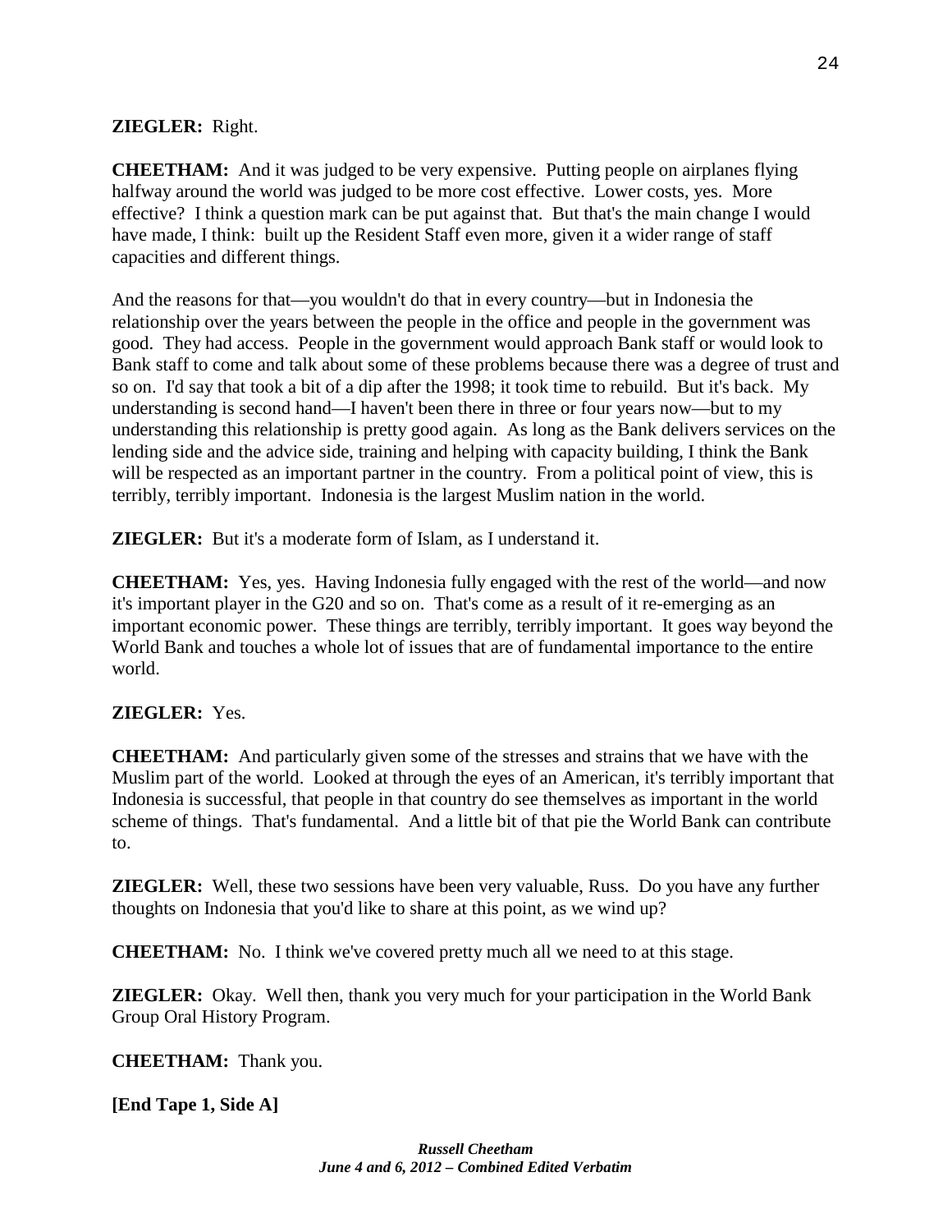**ZIEGLER:** Right.

**CHEETHAM:** And it was judged to be very expensive. Putting people on airplanes flying halfway around the world was judged to be more cost effective. Lower costs, yes. More effective? I think a question mark can be put against that. But that's the main change I would have made, I think: built up the Resident Staff even more, given it a wider range of staff capacities and different things.

And the reasons for that—you wouldn't do that in every country—but in Indonesia the relationship over the years between the people in the office and people in the government was good. They had access. People in the government would approach Bank staff or would look to Bank staff to come and talk about some of these problems because there was a degree of trust and so on. I'd say that took a bit of a dip after the 1998; it took time to rebuild. But it's back. My understanding is second hand—I haven't been there in three or four years now—but to my understanding this relationship is pretty good again. As long as the Bank delivers services on the lending side and the advice side, training and helping with capacity building, I think the Bank will be respected as an important partner in the country. From a political point of view, this is terribly, terribly important. Indonesia is the largest Muslim nation in the world.

**ZIEGLER:** But it's a moderate form of Islam, as I understand it.

**CHEETHAM:** Yes, yes. Having Indonesia fully engaged with the rest of the world—and now it's important player in the G20 and so on. That's come as a result of it re-emerging as an important economic power. These things are terribly, terribly important. It goes way beyond the World Bank and touches a whole lot of issues that are of fundamental importance to the entire world.

**ZIEGLER:** Yes.

**CHEETHAM:** And particularly given some of the stresses and strains that we have with the Muslim part of the world. Looked at through the eyes of an American, it's terribly important that Indonesia is successful, that people in that country do see themselves as important in the world scheme of things. That's fundamental. And a little bit of that pie the World Bank can contribute to.

**ZIEGLER:** Well, these two sessions have been very valuable, Russ. Do you have any further thoughts on Indonesia that you'd like to share at this point, as we wind up?

**CHEETHAM:** No. I think we've covered pretty much all we need to at this stage.

**ZIEGLER:** Okay. Well then, thank you very much for your participation in the World Bank Group Oral History Program.

**CHEETHAM:** Thank you.

**[End Tape 1, Side A]**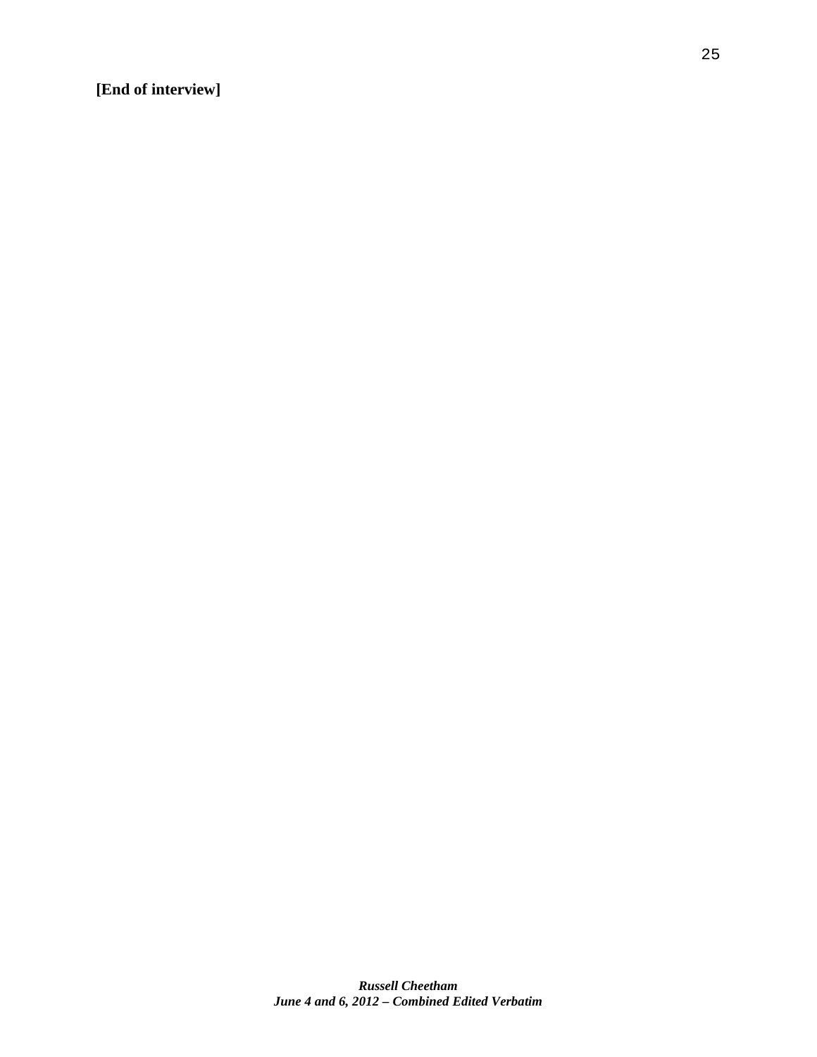**[End of interview]**